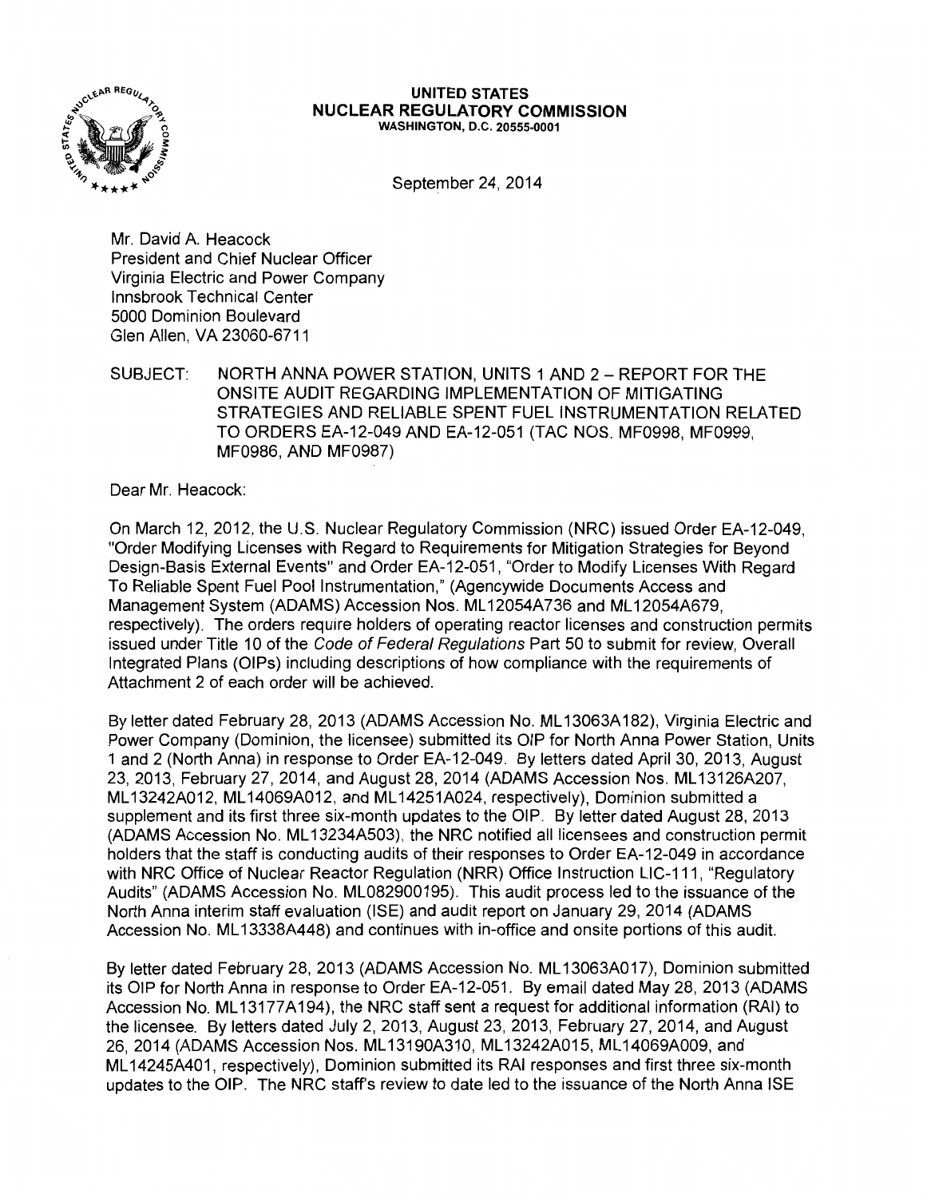**UNITED STATES**
**NUCLEAR REGULATORY COMMISSION**
**WASHINGTON, D.C. 20555-0001**

September 24, 2014

Mr. David A. Heacock
President and Chief Nuclear Officer
Virginia Electric and Power Company
Innsbrook Technical Center
5000 Dominion Boulevard
Glen Allen, VA 23060-6711

SUBJECT: NORTH ANNA POWER STATION, UNITS 1 AND 2 – REPORT FOR THE ONSITE AUDIT REGARDING IMPLEMENTATION OF MITIGATING STRATEGIES AND RELIABLE SPENT FUEL INSTRUMENTATION RELATED TO ORDERS EA-12-049 AND EA-12-051 (TAC NOS. MF0998, MF0999, MF0986, AND MF0987)

Dear Mr. Heacock:

On March 12, 2012, the U.S. Nuclear Regulatory Commission (NRC) issued Order EA-12-049, "Order Modifying Licenses with Regard to Requirements for Mitigation Strategies for Beyond Design-Basis External Events" and Order EA-12-051, "Order to Modify Licenses With Regard To Reliable Spent Fuel Pool Instrumentation," (Agencywide Documents Access and Management System (ADAMS) Accession Nos. ML12054A736 and ML12054A679, respectively). The orders require holders of operating reactor licenses and construction permits issued under Title 10 of the *Code of Federal Regulations* Part 50 to submit for review, Overall Integrated Plans (OIPs) including descriptions of how compliance with the requirements of Attachment 2 of each order will be achieved.

By letter dated February 28, 2013 (ADAMS Accession No. ML13063A182), Virginia Electric and Power Company (Dominion, the licensee) submitted its OIP for North Anna Power Station, Units 1 and 2 (North Anna) in response to Order EA-12-049. By letters dated April 30, 2013, August 23, 2013, February 27, 2014, and August 28, 2014 (ADAMS Accession Nos. ML13126A207, ML13242A012, ML14069A012, and ML14251A024, respectively), Dominion submitted a supplement and its first three six-month updates to the OIP. By letter dated August 28, 2013 (ADAMS Accession No. ML13234A503), the NRC notified all licensees and construction permit holders that the staff is conducting audits of their responses to Order EA-12-049 in accordance with NRC Office of Nuclear Reactor Regulation (NRR) Office Instruction LIC-111, "Regulatory Audits" (ADAMS Accession No. ML082900195). This audit process led to the issuance of the North Anna interim staff evaluation (ISE) and audit report on January 29, 2014 (ADAMS Accession No. ML13338A448) and continues with in-office and onsite portions of this audit.

By letter dated February 28, 2013 (ADAMS Accession No. ML13063A017), Dominion submitted its OIP for North Anna in response to Order EA-12-051. By email dated May 28, 2013 (ADAMS Accession No. ML13177A194), the NRC staff sent a request for additional information (RAI) to the licensee. By letters dated July 2, 2013, August 23, 2013, February 27, 2014, and August 26, 2014 (ADAMS Accession Nos. ML13190A310, ML13242A015, ML14069A009, and ML14245A401, respectively), Dominion submitted its RAI responses and first three six-month updates to the OIP. The NRC staff's review to date led to the issuance of the North Anna ISE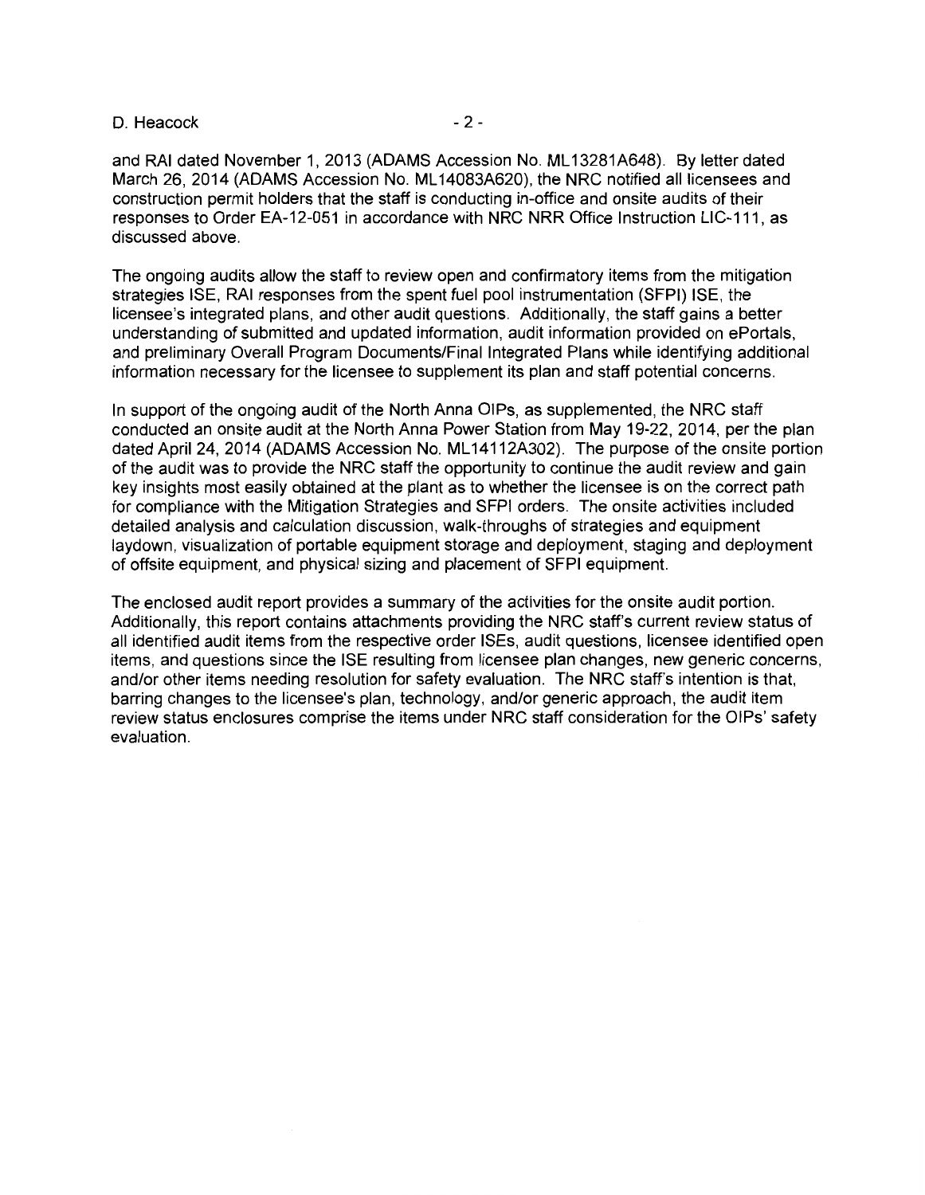and RAI dated November 1, 2013 (ADAMS Accession No. ML13281A648). By letter dated March 26, 2014 (ADAMS Accession No. ML14083A620), the NRC notified all licensees and construction permit holders that the staff is conducting in-office and onsite audits of their responses to Order EA-12-051 in accordance with NRC NRR Office Instruction LIC-111, as discussed above.

The ongoing audits allow the staff to review open and confirmatory items from the mitigation strategies ISE, RAI responses from the spent fuel pool instrumentation (SFPI) ISE, the licensee's integrated plans, and other audit questions. Additionally, the staff gains a better understanding of submitted and updated information, audit information provided on ePortals, and preliminary Overall Program Documents/Final Integrated Plans while identifying additional information necessary for the licensee to supplement its plan and staff potential concerns.

In support of the ongoing audit of the North Anna OIPs, as supplemented, the NRC staff conducted an onsite audit at the North Anna Power Station from May 19-22, 2014, per the plan dated April 24, 2014 (ADAMS Accession No. ML14112A302). The purpose of the onsite portion of the audit was to provide the NRC staff the opportunity to continue the audit review and gain key insights most easily obtained at the plant as to whether the licensee is on the correct path for compliance with the Mitigation Strategies and SFPI orders. The onsite activities included detailed analysis and calculation discussion, walk-throughs of strategies and equipment laydown, visualization of portable equipment storage and deployment, staging and deployment of offsite equipment, and physical sizing and placement of SFPI equipment.

The enclosed audit report provides a summary of the activities for the onsite audit portion. Additionally, this report contains attachments providing the NRC staff's current review status of all identified audit items from the respective order ISEs, audit questions, licensee identified open items, and questions since the ISE resulting from licensee plan changes, new generic concerns, and/or other items needing resolution for safety evaluation. The NRC staff's intention is that, barring changes to the licensee's plan, technology, and/or generic approach, the audit item review status enclosures comprise the items under NRC staff consideration for the OIPs' safety evaluation.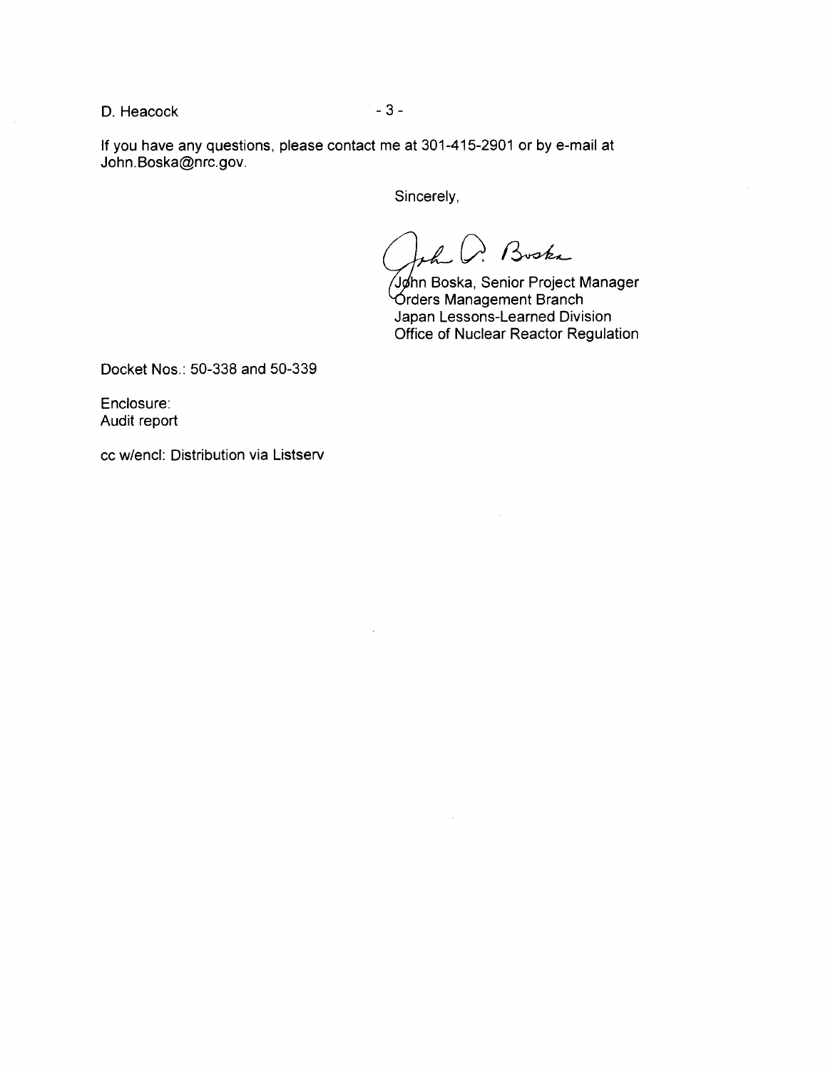If you have any questions, please contact me at 301-415-2901 or by e-mail at John.Boska@nrc.gov.

Sincerely,

John Boska, Senior Project Manager
Orders Management Branch
Japan Lessons-Learned Division
Office of Nuclear Reactor Regulation

Docket Nos.: 50-338 and 50-339

Enclosure:
Audit report

cc w/encl: Distribution via Listserv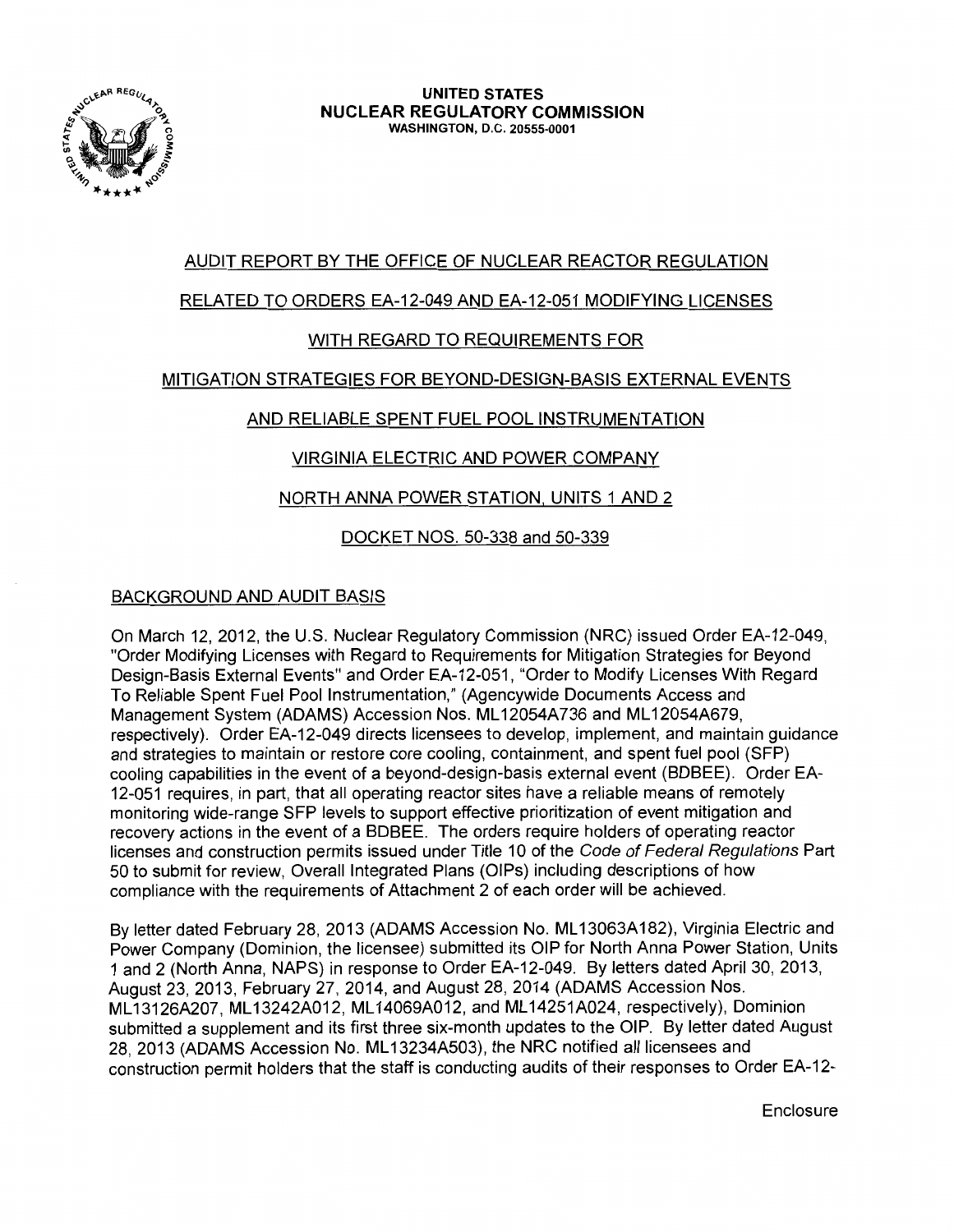**UNITED STATES**
**NUCLEAR REGULATORY COMMISSION**
WASHINGTON, D.C. 20555-0001

# AUDIT REPORT BY THE OFFICE OF NUCLEAR REACTOR REGULATION

# RELATED TO ORDERS EA-12-049 AND EA-12-051 MODIFYING LICENSES

# WITH REGARD TO REQUIREMENTS FOR

# MITIGATION STRATEGIES FOR BEYOND-DESIGN-BASIS EXTERNAL EVENTS

# AND RELIABLE SPENT FUEL POOL INSTRUMENTATION

# VIRGINIA ELECTRIC AND POWER COMPANY

# NORTH ANNA POWER STATION, UNITS 1 AND 2

# DOCKET NOS. 50-338 and 50-339

## BACKGROUND AND AUDIT BASIS

On March 12, 2012, the U.S. Nuclear Regulatory Commission (NRC) issued Order EA-12-049, "Order Modifying Licenses with Regard to Requirements for Mitigation Strategies for Beyond Design-Basis External Events" and Order EA-12-051, "Order to Modify Licenses With Regard To Reliable Spent Fuel Pool Instrumentation," (Agencywide Documents Access and Management System (ADAMS) Accession Nos. ML12054A736 and ML12054A679, respectively). Order EA-12-049 directs licensees to develop, implement, and maintain guidance and strategies to maintain or restore core cooling, containment, and spent fuel pool (SFP) cooling capabilities in the event of a beyond-design-basis external event (BDBEE). Order EA-12-051 requires, in part, that all operating reactor sites have a reliable means of remotely monitoring wide-range SFP levels to support effective prioritization of event mitigation and recovery actions in the event of a BDBEE. The orders require holders of operating reactor licenses and construction permits issued under Title 10 of the *Code of Federal Regulations* Part 50 to submit for review, Overall Integrated Plans (OIPs) including descriptions of how compliance with the requirements of Attachment 2 of each order will be achieved.

By letter dated February 28, 2013 (ADAMS Accession No. ML13063A182), Virginia Electric and Power Company (Dominion, the licensee) submitted its OIP for North Anna Power Station, Units 1 and 2 (North Anna, NAPS) in response to Order EA-12-049. By letters dated April 30, 2013, August 23, 2013, February 27, 2014, and August 28, 2014 (ADAMS Accession Nos. ML13126A207, ML13242A012, ML14069A012, and ML14251A024, respectively), Dominion submitted a supplement and its first three six-month updates to the OIP. By letter dated August 28, 2013 (ADAMS Accession No. ML13234A503), the NRC notified all licensees and construction permit holders that the staff is conducting audits of their responses to Order EA-12-

Enclosure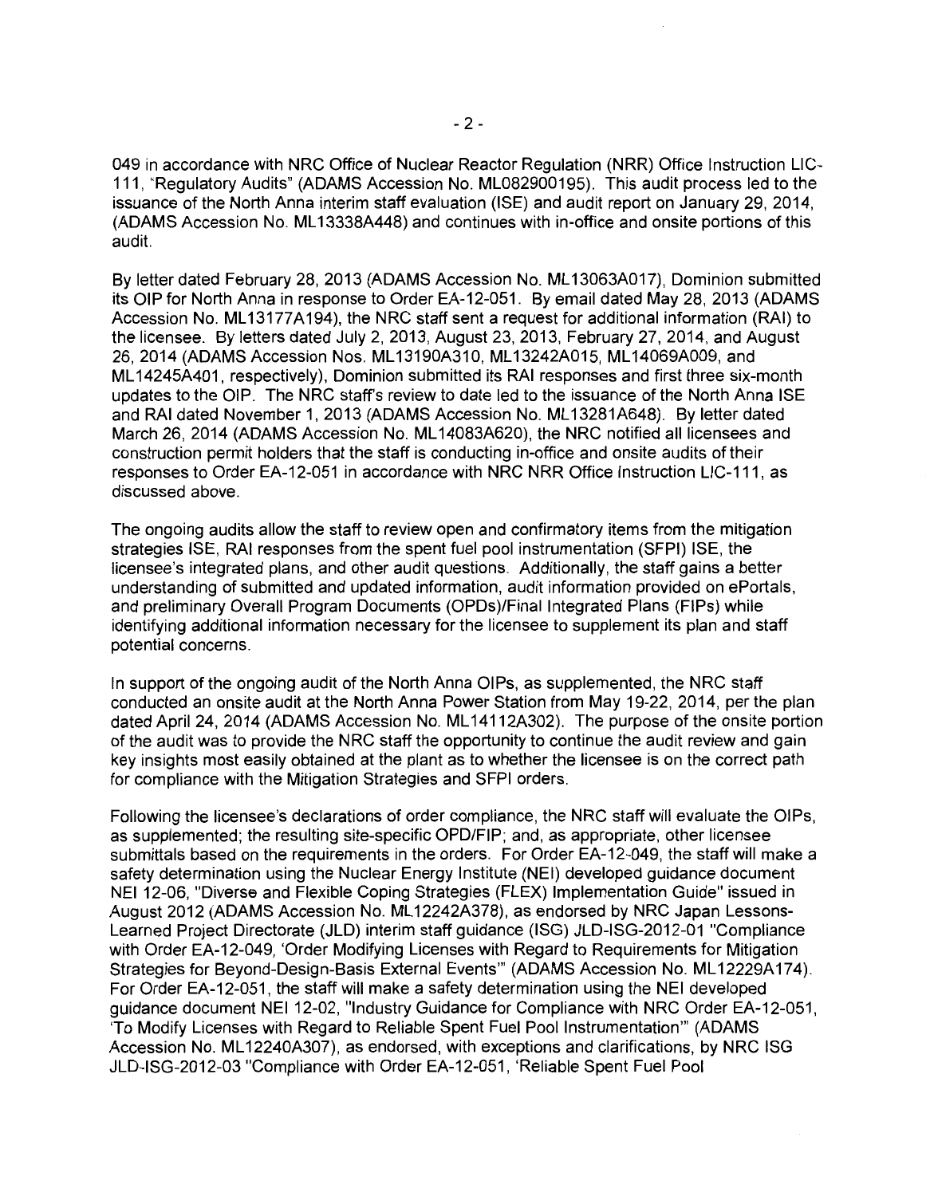049 in accordance with NRC Office of Nuclear Reactor Regulation (NRR) Office Instruction LIC-111, "Regulatory Audits" (ADAMS Accession No. ML082900195). This audit process led to the issuance of the North Anna interim staff evaluation (ISE) and audit report on January 29, 2014, (ADAMS Accession No. ML13338A448) and continues with in-office and onsite portions of this audit.

By letter dated February 28, 2013 (ADAMS Accession No. ML13063A017), Dominion submitted its OIP for North Anna in response to Order EA-12-051. By email dated May 28, 2013 (ADAMS Accession No. ML13177A194), the NRC staff sent a request for additional information (RAI) to the licensee. By letters dated July 2, 2013, August 23, 2013, February 27, 2014, and August 26, 2014 (ADAMS Accession Nos. ML13190A310, ML13242A015, ML14069A009, and ML14245A401, respectively), Dominion submitted its RAI responses and first three six-month updates to the OIP. The NRC staff's review to date led to the issuance of the North Anna ISE and RAI dated November 1, 2013 (ADAMS Accession No. ML13281A648). By letter dated March 26, 2014 (ADAMS Accession No. ML14083A620), the NRC notified all licensees and construction permit holders that the staff is conducting in-office and onsite audits of their responses to Order EA-12-051 in accordance with NRC NRR Office Instruction LIC-111, as discussed above.

The ongoing audits allow the staff to review open and confirmatory items from the mitigation strategies ISE, RAI responses from the spent fuel pool instrumentation (SFPI) ISE, the licensee's integrated plans, and other audit questions. Additionally, the staff gains a better understanding of submitted and updated information, audit information provided on ePortals, and preliminary Overall Program Documents (OPDs)/Final Integrated Plans (FIPs) while identifying additional information necessary for the licensee to supplement its plan and staff potential concerns.

In support of the ongoing audit of the North Anna OIPs, as supplemented, the NRC staff conducted an onsite audit at the North Anna Power Station from May 19-22, 2014, per the plan dated April 24, 2014 (ADAMS Accession No. ML14112A302). The purpose of the onsite portion of the audit was to provide the NRC staff the opportunity to continue the audit review and gain key insights most easily obtained at the plant as to whether the licensee is on the correct path for compliance with the Mitigation Strategies and SFPI orders.

Following the licensee's declarations of order compliance, the NRC staff will evaluate the OIPs, as supplemented; the resulting site-specific OPD/FIP; and, as appropriate, other licensee submittals based on the requirements in the orders. For Order EA-12-049, the staff will make a safety determination using the Nuclear Energy Institute (NEI) developed guidance document NEI 12-06, "Diverse and Flexible Coping Strategies (FLEX) Implementation Guide" issued in August 2012 (ADAMS Accession No. ML12242A378), as endorsed by NRC Japan Lessons-Learned Project Directorate (JLD) interim staff guidance (ISG) JLD-ISG-2012-01 "Compliance with Order EA-12-049, 'Order Modifying Licenses with Regard to Requirements for Mitigation Strategies for Beyond-Design-Basis External Events'" (ADAMS Accession No. ML12229A174). For Order EA-12-051, the staff will make a safety determination using the NEI developed guidance document NEI 12-02, "Industry Guidance for Compliance with NRC Order EA-12-051, 'To Modify Licenses with Regard to Reliable Spent Fuel Pool Instrumentation'" (ADAMS Accession No. ML12240A307), as endorsed, with exceptions and clarifications, by NRC ISG JLD-ISG-2012-03 "Compliance with Order EA-12-051, 'Reliable Spent Fuel Pool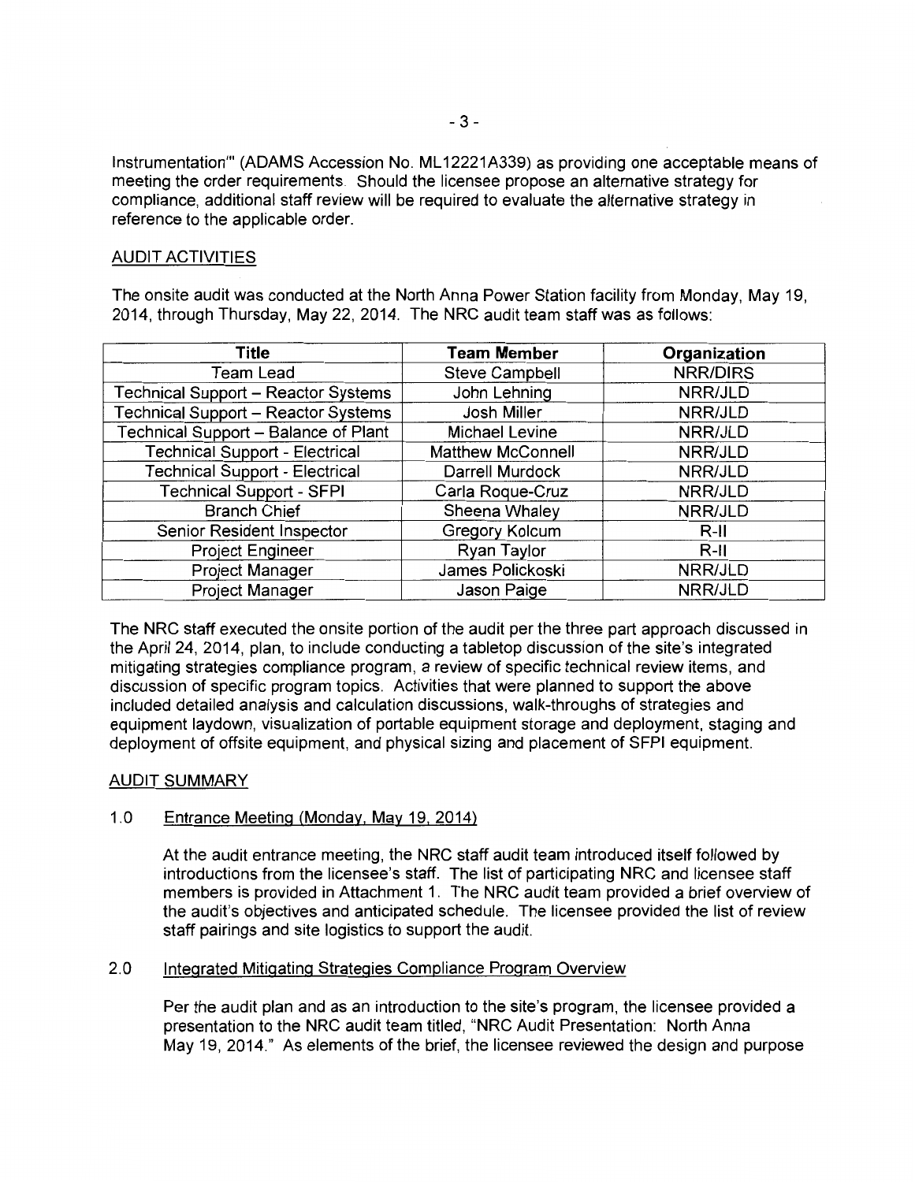Instrumentation'" (ADAMS Accession No. ML12221A339) as providing one acceptable means of meeting the order requirements. Should the licensee propose an alternative strategy for compliance, additional staff review will be required to evaluate the alternative strategy in reference to the applicable order.

## AUDIT ACTIVITIES

The onsite audit was conducted at the North Anna Power Station facility from Monday, May 19, 2014, through Thursday, May 22, 2014. The NRC audit team staff was as follows:

| Title | Team Member | Organization |
|---|---|---|
| Team Lead | Steve Campbell | NRR/DIRS |
| Technical Support – Reactor Systems | John Lehning | NRR/JLD |
| Technical Support – Reactor Systems | Josh Miller | NRR/JLD |
| Technical Support – Balance of Plant | Michael Levine | NRR/JLD |
| Technical Support - Electrical | Matthew McConnell | NRR/JLD |
| Technical Support - Electrical | Darrell Murdock | NRR/JLD |
| Technical Support - SFPI | Carla Roque-Cruz | NRR/JLD |
| Branch Chief | Sheena Whaley | NRR/JLD |
| Senior Resident Inspector | Gregory Kolcum | R-II |
| Project Engineer | Ryan Taylor | R-II |
| Project Manager | James Polickoski | NRR/JLD |
| Project Manager | Jason Paige | NRR/JLD |

The NRC staff executed the onsite portion of the audit per the three part approach discussed in the April 24, 2014, plan, to include conducting a tabletop discussion of the site's integrated mitigating strategies compliance program, a review of specific technical review items, and discussion of specific program topics. Activities that were planned to support the above included detailed analysis and calculation discussions, walk-throughs of strategies and equipment laydown, visualization of portable equipment storage and deployment, staging and deployment of offsite equipment, and physical sizing and placement of SFPI equipment.

## AUDIT SUMMARY

### 1.0 Entrance Meeting (Monday, May 19, 2014)

At the audit entrance meeting, the NRC staff audit team introduced itself followed by introductions from the licensee's staff. The list of participating NRC and licensee staff members is provided in Attachment 1. The NRC audit team provided a brief overview of the audit's objectives and anticipated schedule. The licensee provided the list of review staff pairings and site logistics to support the audit.

### 2.0 Integrated Mitigating Strategies Compliance Program Overview

Per the audit plan and as an introduction to the site's program, the licensee provided a presentation to the NRC audit team titled, "NRC Audit Presentation: North Anna May 19, 2014." As elements of the brief, the licensee reviewed the design and purpose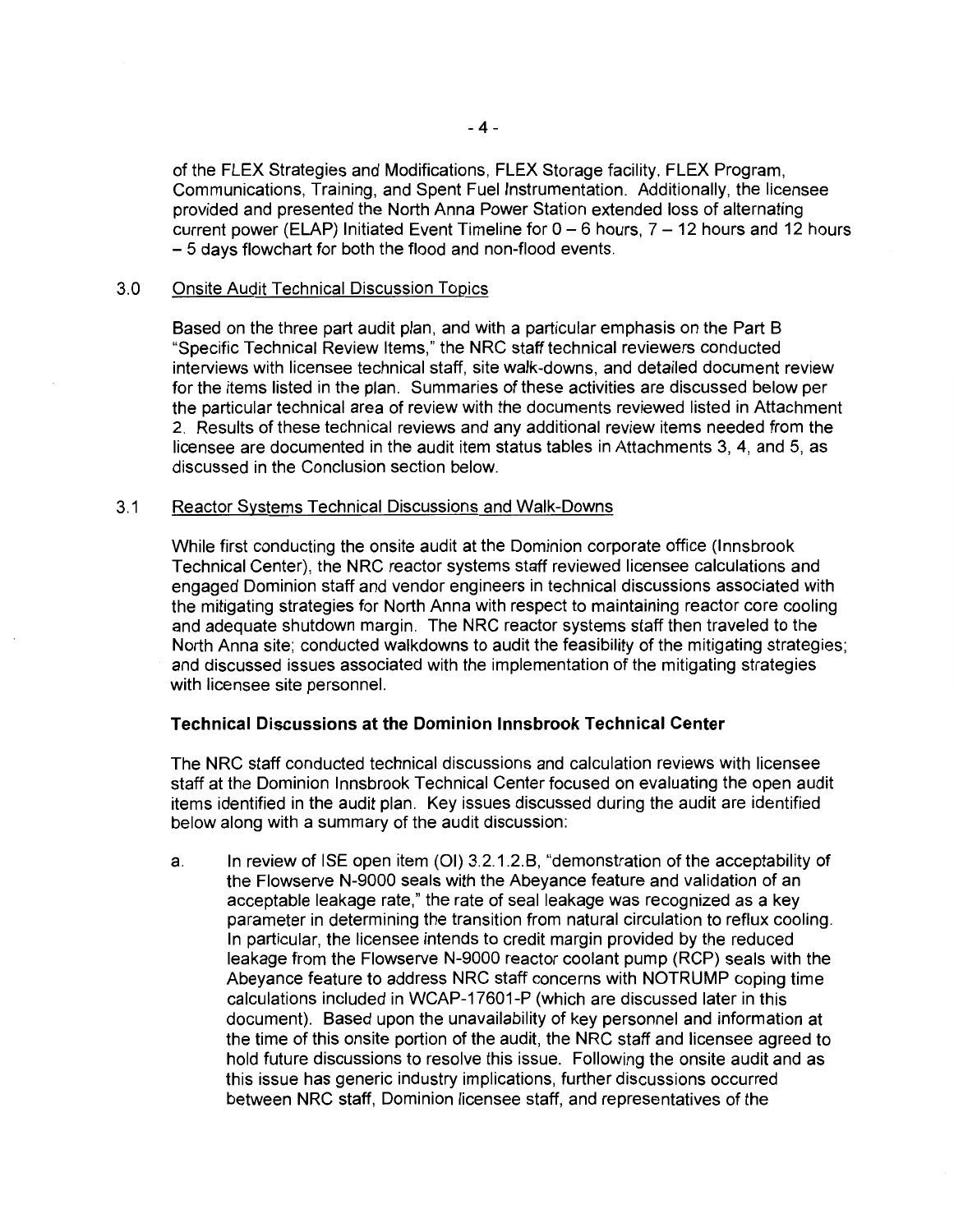of the FLEX Strategies and Modifications, FLEX Storage facility, FLEX Program, Communications, Training, and Spent Fuel Instrumentation. Additionally, the licensee provided and presented the North Anna Power Station extended loss of alternating current power (ELAP) Initiated Event Timeline for 0 – 6 hours, 7 – 12 hours and 12 hours – 5 days flowchart for both the flood and non-flood events.

## 3.0 Onsite Audit Technical Discussion Topics

Based on the three part audit plan, and with a particular emphasis on the Part B "Specific Technical Review Items," the NRC staff technical reviewers conducted interviews with licensee technical staff, site walk-downs, and detailed document review for the items listed in the plan. Summaries of these activities are discussed below per the particular technical area of review with the documents reviewed listed in Attachment 2. Results of these technical reviews and any additional review items needed from the licensee are documented in the audit item status tables in Attachments 3, 4, and 5, as discussed in the Conclusion section below.

## 3.1 Reactor Systems Technical Discussions and Walk-Downs

While first conducting the onsite audit at the Dominion corporate office (Innsbrook Technical Center), the NRC reactor systems staff reviewed licensee calculations and engaged Dominion staff and vendor engineers in technical discussions associated with the mitigating strategies for North Anna with respect to maintaining reactor core cooling and adequate shutdown margin. The NRC reactor systems staff then traveled to the North Anna site; conducted walkdowns to audit the feasibility of the mitigating strategies; and discussed issues associated with the implementation of the mitigating strategies with licensee site personnel.

**Technical Discussions at the Dominion Innsbrook Technical Center**

The NRC staff conducted technical discussions and calculation reviews with licensee staff at the Dominion Innsbrook Technical Center focused on evaluating the open audit items identified in the audit plan. Key issues discussed during the audit are identified below along with a summary of the audit discussion:

a. In review of ISE open item (OI) 3.2.1.2.B, "demonstration of the acceptability of the Flowserve N-9000 seals with the Abeyance feature and validation of an acceptable leakage rate," the rate of seal leakage was recognized as a key parameter in determining the transition from natural circulation to reflux cooling. In particular, the licensee intends to credit margin provided by the reduced leakage from the Flowserve N-9000 reactor coolant pump (RCP) seals with the Abeyance feature to address NRC staff concerns with NOTRUMP coping time calculations included in WCAP-17601-P (which are discussed later in this document). Based upon the unavailability of key personnel and information at the time of this onsite portion of the audit, the NRC staff and licensee agreed to hold future discussions to resolve this issue. Following the onsite audit and as this issue has generic industry implications, further discussions occurred between NRC staff, Dominion licensee staff, and representatives of the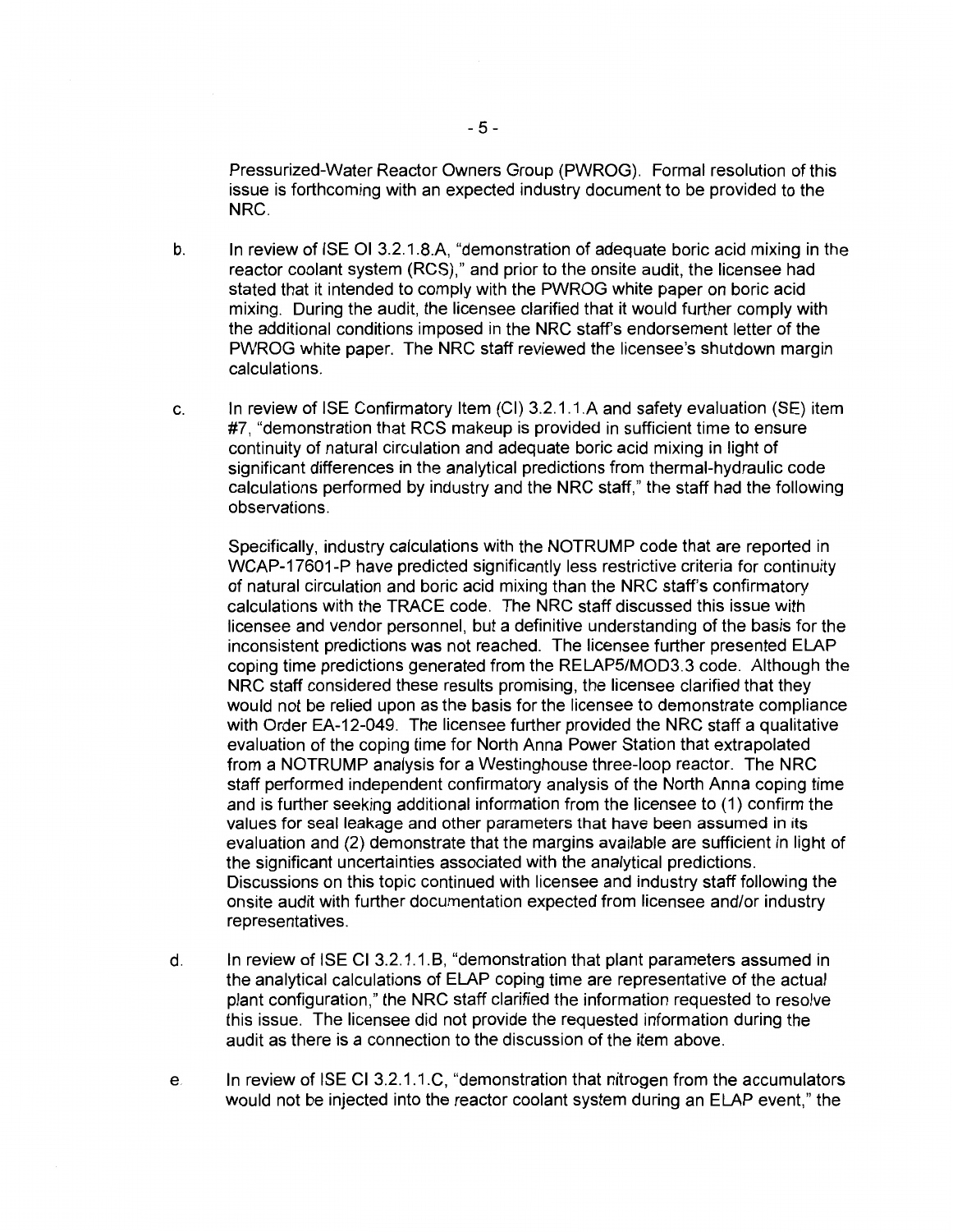Pressurized-Water Reactor Owners Group (PWROG). Formal resolution of this issue is forthcoming with an expected industry document to be provided to the NRC.

b. In review of ISE OI 3.2.1.8.A, "demonstration of adequate boric acid mixing in the reactor coolant system (RCS)," and prior to the onsite audit, the licensee had stated that it intended to comply with the PWROG white paper on boric acid mixing. During the audit, the licensee clarified that it would further comply with the additional conditions imposed in the NRC staff's endorsement letter of the PWROG white paper. The NRC staff reviewed the licensee's shutdown margin calculations.

c. In review of ISE Confirmatory Item (CI) 3.2.1.1.A and safety evaluation (SE) item #7, "demonstration that RCS makeup is provided in sufficient time to ensure continuity of natural circulation and adequate boric acid mixing in light of significant differences in the analytical predictions from thermal-hydraulic code calculations performed by industry and the NRC staff," the staff had the following observations.

   Specifically, industry calculations with the NOTRUMP code that are reported in WCAP-17601-P have predicted significantly less restrictive criteria for continuity of natural circulation and boric acid mixing than the NRC staff's confirmatory calculations with the TRACE code. The NRC staff discussed this issue with licensee and vendor personnel, but a definitive understanding of the basis for the inconsistent predictions was not reached. The licensee further presented ELAP coping time predictions generated from the RELAP5/MOD3.3 code. Although the NRC staff considered these results promising, the licensee clarified that they would not be relied upon as the basis for the licensee to demonstrate compliance with Order EA-12-049. The licensee further provided the NRC staff a qualitative evaluation of the coping time for North Anna Power Station that extrapolated from a NOTRUMP analysis for a Westinghouse three-loop reactor. The NRC staff performed independent confirmatory analysis of the North Anna coping time and is further seeking additional information from the licensee to (1) confirm the values for seal leakage and other parameters that have been assumed in its evaluation and (2) demonstrate that the margins available are sufficient in light of the significant uncertainties associated with the analytical predictions. Discussions on this topic continued with licensee and industry staff following the onsite audit with further documentation expected from licensee and/or industry representatives.

d. In review of ISE CI 3.2.1.1.B, "demonstration that plant parameters assumed in the analytical calculations of ELAP coping time are representative of the actual plant configuration," the NRC staff clarified the information requested to resolve this issue. The licensee did not provide the requested information during the audit as there is a connection to the discussion of the item above.

e. In review of ISE CI 3.2.1.1.C, "demonstration that nitrogen from the accumulators would not be injected into the reactor coolant system during an ELAP event," the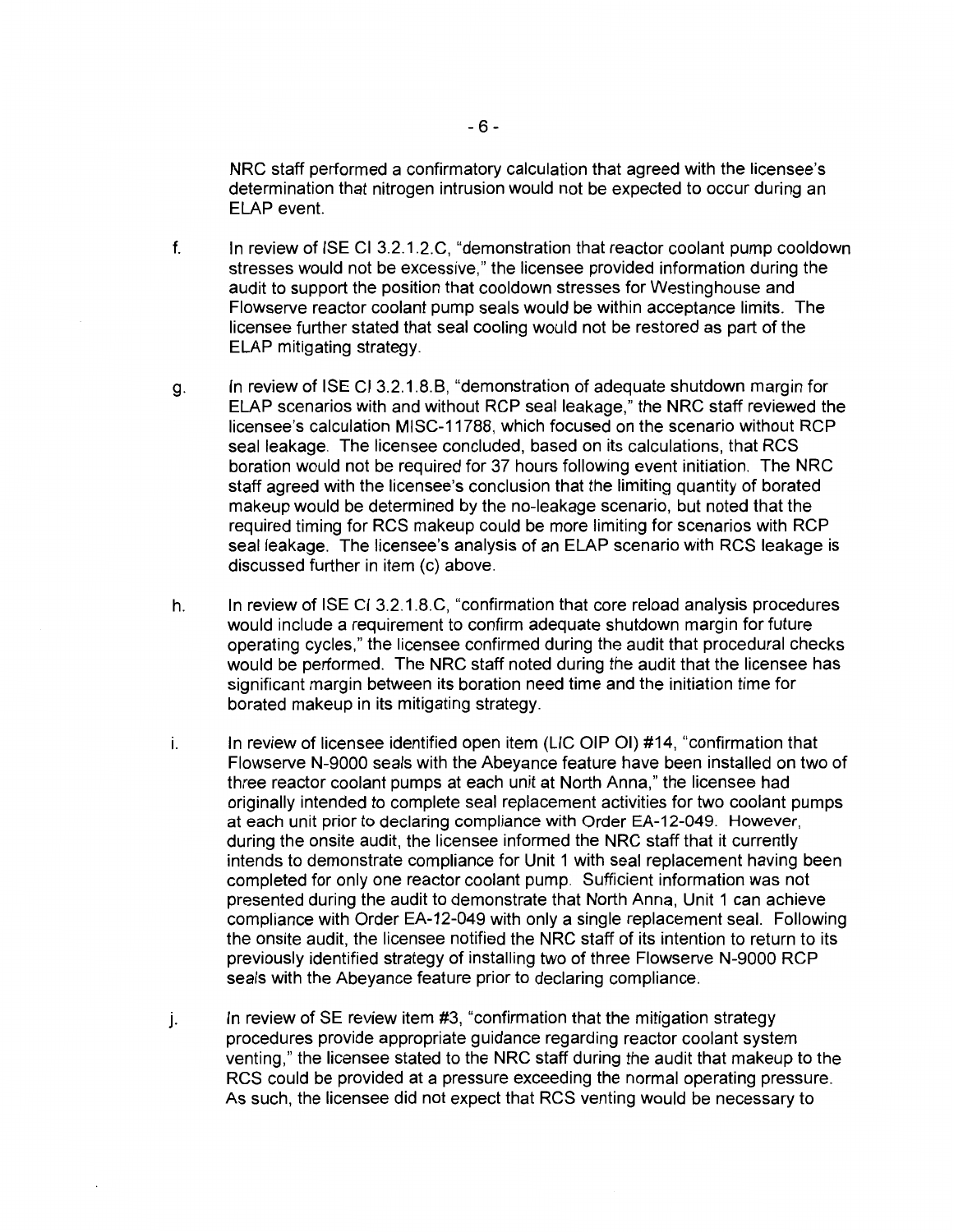NRC staff performed a confirmatory calculation that agreed with the licensee's determination that nitrogen intrusion would not be expected to occur during an ELAP event.

f. In review of ISE CI 3.2.1.2.C, "demonstration that reactor coolant pump cooldown stresses would not be excessive," the licensee provided information during the audit to support the position that cooldown stresses for Westinghouse and Flowserve reactor coolant pump seals would be within acceptance limits. The licensee further stated that seal cooling would not be restored as part of the ELAP mitigating strategy.

g. In review of ISE CI 3.2.1.8.B, "demonstration of adequate shutdown margin for ELAP scenarios with and without RCP seal leakage," the NRC staff reviewed the licensee's calculation MISC-11788, which focused on the scenario without RCP seal leakage. The licensee concluded, based on its calculations, that RCS boration would not be required for 37 hours following event initiation. The NRC staff agreed with the licensee's conclusion that the limiting quantity of borated makeup would be determined by the no-leakage scenario, but noted that the required timing for RCS makeup could be more limiting for scenarios with RCP seal leakage. The licensee's analysis of an ELAP scenario with RCS leakage is discussed further in item (c) above.

h. In review of ISE CI 3.2.1.8.C, "confirmation that core reload analysis procedures would include a requirement to confirm adequate shutdown margin for future operating cycles," the licensee confirmed during the audit that procedural checks would be performed. The NRC staff noted during the audit that the licensee has significant margin between its boration need time and the initiation time for borated makeup in its mitigating strategy.

i. In review of licensee identified open item (LIC OIP OI) #14, "confirmation that Flowserve N-9000 seals with the Abeyance feature have been installed on two of three reactor coolant pumps at each unit at North Anna," the licensee had originally intended to complete seal replacement activities for two coolant pumps at each unit prior to declaring compliance with Order EA-12-049. However, during the onsite audit, the licensee informed the NRC staff that it currently intends to demonstrate compliance for Unit 1 with seal replacement having been completed for only one reactor coolant pump. Sufficient information was not presented during the audit to demonstrate that North Anna, Unit 1 can achieve compliance with Order EA-12-049 with only a single replacement seal. Following the onsite audit, the licensee notified the NRC staff of its intention to return to its previously identified strategy of installing two of three Flowserve N-9000 RCP seals with the Abeyance feature prior to declaring compliance.

j. In review of SE review item #3, "confirmation that the mitigation strategy procedures provide appropriate guidance regarding reactor coolant system venting," the licensee stated to the NRC staff during the audit that makeup to the RCS could be provided at a pressure exceeding the normal operating pressure. As such, the licensee did not expect that RCS venting would be necessary to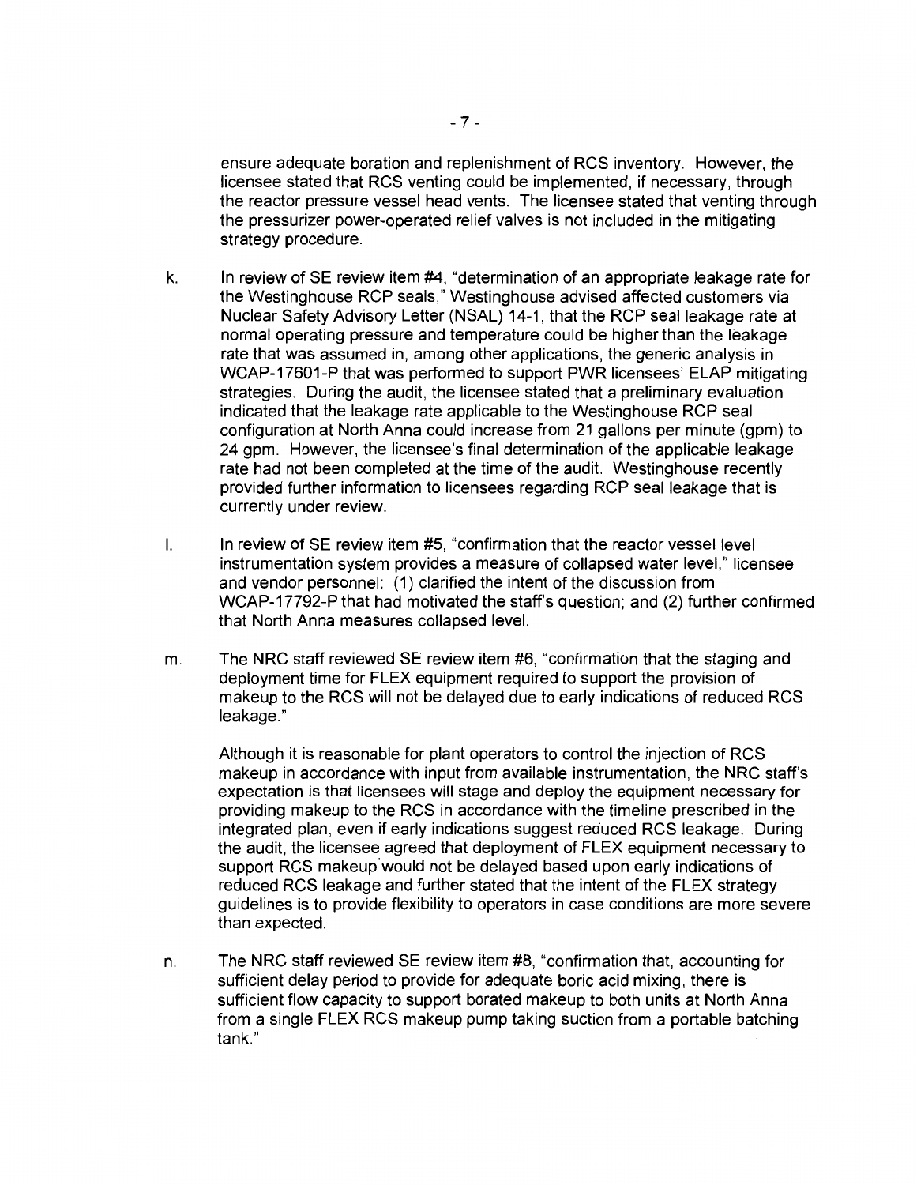ensure adequate boration and replenishment of RCS inventory. However, the licensee stated that RCS venting could be implemented, if necessary, through the reactor pressure vessel head vents. The licensee stated that venting through the pressurizer power-operated relief valves is not included in the mitigating strategy procedure.

k. In review of SE review item #4, "determination of an appropriate leakage rate for the Westinghouse RCP seals," Westinghouse advised affected customers via Nuclear Safety Advisory Letter (NSAL) 14-1, that the RCP seal leakage rate at normal operating pressure and temperature could be higher than the leakage rate that was assumed in, among other applications, the generic analysis in WCAP-17601-P that was performed to support PWR licensees' ELAP mitigating strategies. During the audit, the licensee stated that a preliminary evaluation indicated that the leakage rate applicable to the Westinghouse RCP seal configuration at North Anna could increase from 21 gallons per minute (gpm) to 24 gpm. However, the licensee's final determination of the applicable leakage rate had not been completed at the time of the audit. Westinghouse recently provided further information to licensees regarding RCP seal leakage that is currently under review.

l. In review of SE review item #5, "confirmation that the reactor vessel level instrumentation system provides a measure of collapsed water level," licensee and vendor personnel: (1) clarified the intent of the discussion from WCAP-17792-P that had motivated the staff's question; and (2) further confirmed that North Anna measures collapsed level.

m. The NRC staff reviewed SE review item #6, "confirmation that the staging and deployment time for FLEX equipment required to support the provision of makeup to the RCS will not be delayed due to early indications of reduced RCS leakage."

   Although it is reasonable for plant operators to control the injection of RCS makeup in accordance with input from available instrumentation, the NRC staff's expectation is that licensees will stage and deploy the equipment necessary for providing makeup to the RCS in accordance with the timeline prescribed in the integrated plan, even if early indications suggest reduced RCS leakage. During the audit, the licensee agreed that deployment of FLEX equipment necessary to support RCS makeup would not be delayed based upon early indications of reduced RCS leakage and further stated that the intent of the FLEX strategy guidelines is to provide flexibility to operators in case conditions are more severe than expected.

n. The NRC staff reviewed SE review item #8, "confirmation that, accounting for sufficient delay period to provide for adequate boric acid mixing, there is sufficient flow capacity to support borated makeup to both units at North Anna from a single FLEX RCS makeup pump taking suction from a portable batching tank."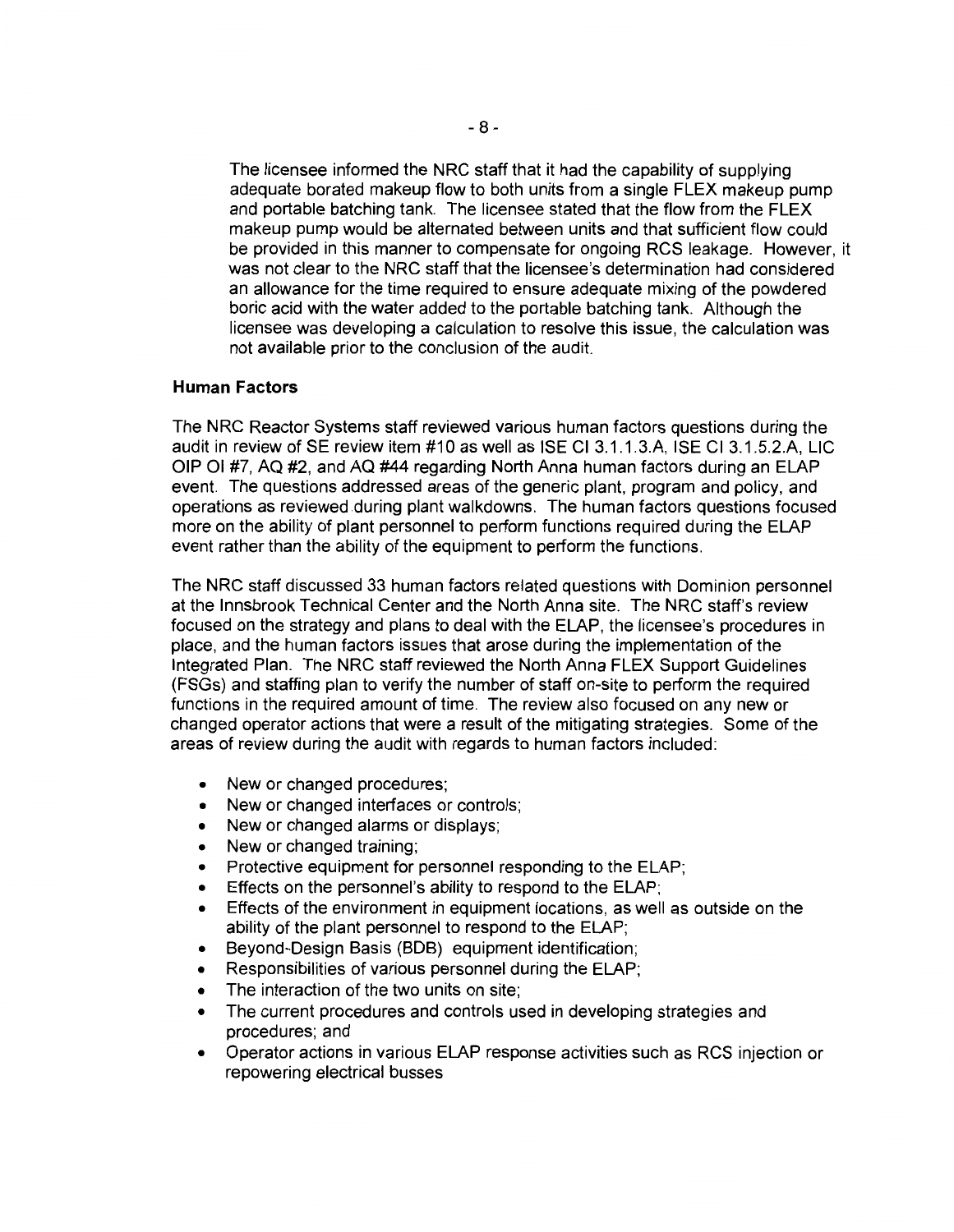The licensee informed the NRC staff that it had the capability of supplying adequate borated makeup flow to both units from a single FLEX makeup pump and portable batching tank. The licensee stated that the flow from the FLEX makeup pump would be alternated between units and that sufficient flow could be provided in this manner to compensate for ongoing RCS leakage. However, it was not clear to the NRC staff that the licensee's determination had considered an allowance for the time required to ensure adequate mixing of the powdered boric acid with the water added to the portable batching tank. Although the licensee was developing a calculation to resolve this issue, the calculation was not available prior to the conclusion of the audit.

**Human Factors**

The NRC Reactor Systems staff reviewed various human factors questions during the audit in review of SE review item #10 as well as ISE CI 3.1.1.3.A, ISE CI 3.1.5.2.A, LIC OIP OI #7, AQ #2, and AQ #44 regarding North Anna human factors during an ELAP event. The questions addressed areas of the generic plant, program and policy, and operations as reviewed during plant walkdowns. The human factors questions focused more on the ability of plant personnel to perform functions required during the ELAP event rather than the ability of the equipment to perform the functions.

The NRC staff discussed 33 human factors related questions with Dominion personnel at the Innsbrook Technical Center and the North Anna site. The NRC staff's review focused on the strategy and plans to deal with the ELAP, the licensee's procedures in place, and the human factors issues that arose during the implementation of the Integrated Plan. The NRC staff reviewed the North Anna FLEX Support Guidelines (FSGs) and staffing plan to verify the number of staff on-site to perform the required functions in the required amount of time. The review also focused on any new or changed operator actions that were a result of the mitigating strategies. Some of the areas of review during the audit with regards to human factors included:

- New or changed procedures;
- New or changed interfaces or controls;
- New or changed alarms or displays;
- New or changed training;
- Protective equipment for personnel responding to the ELAP;
- Effects on the personnel's ability to respond to the ELAP;
- Effects of the environment in equipment locations, as well as outside on the ability of the plant personnel to respond to the ELAP;
- Beyond-Design Basis (BDB) equipment identification;
- Responsibilities of various personnel during the ELAP;
- The interaction of the two units on site;
- The current procedures and controls used in developing strategies and procedures; and
- Operator actions in various ELAP response activities such as RCS injection or repowering electrical busses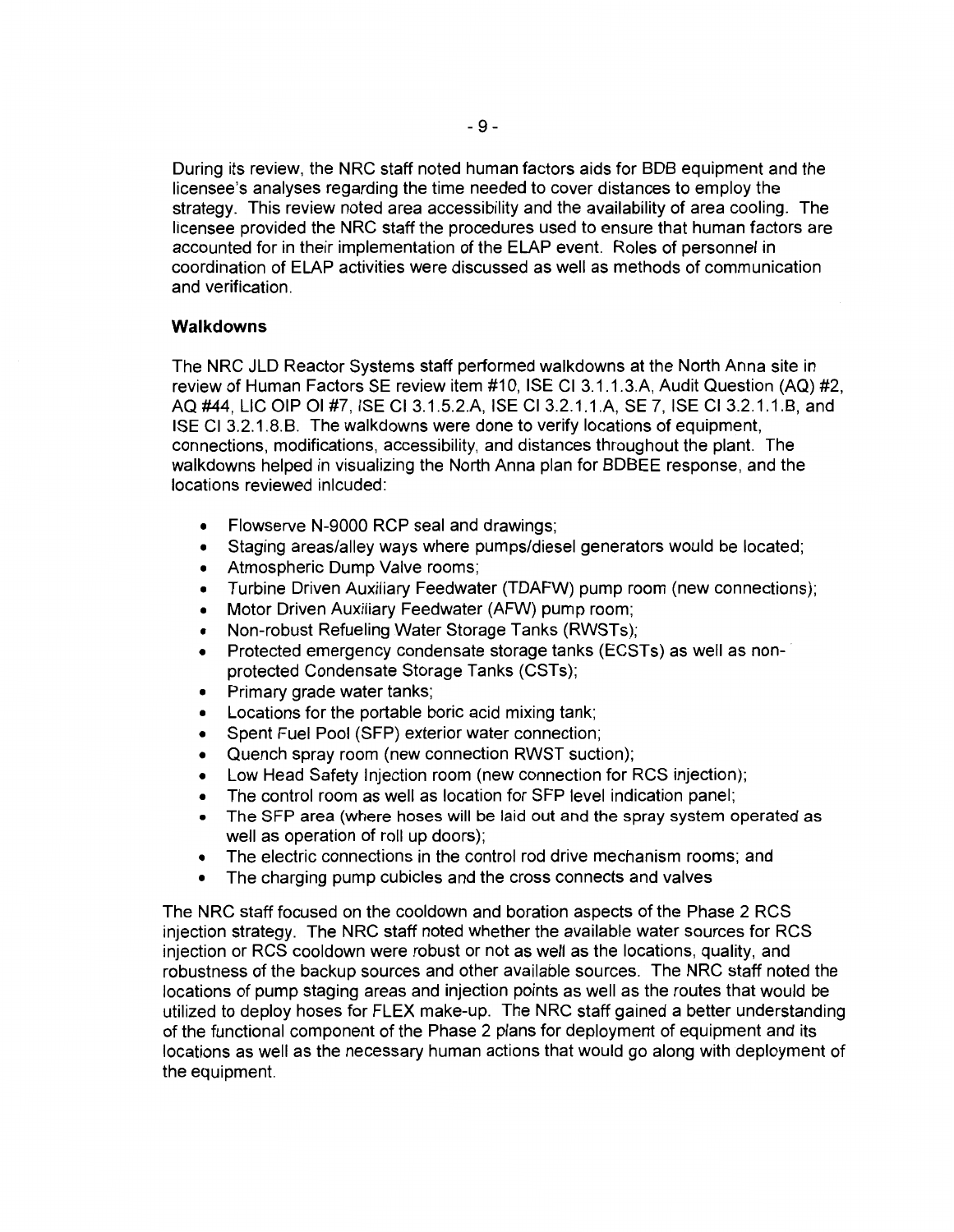During its review, the NRC staff noted human factors aids for BDB equipment and the licensee's analyses regarding the time needed to cover distances to employ the strategy. This review noted area accessibility and the availability of area cooling. The licensee provided the NRC staff the procedures used to ensure that human factors are accounted for in their implementation of the ELAP event. Roles of personnel in coordination of ELAP activities were discussed as well as methods of communication and verification.

**Walkdowns**

The NRC JLD Reactor Systems staff performed walkdowns at the North Anna site in review of Human Factors SE review item #10, ISE CI 3.1.1.3.A, Audit Question (AQ) #2, AQ #44, LIC OIP OI #7, ISE CI 3.1.5.2.A, ISE CI 3.2.1.1.A, SE 7, ISE CI 3.2.1.1.B, and ISE CI 3.2.1.8.B. The walkdowns were done to verify locations of equipment, connections, modifications, accessibility, and distances throughout the plant. The walkdowns helped in visualizing the North Anna plan for BDBEE response, and the locations reviewed inlcuded:

- Flowserve N-9000 RCP seal and drawings;
- Staging areas/alley ways where pumps/diesel generators would be located;
- Atmospheric Dump Valve rooms;
- Turbine Driven Auxiliary Feedwater (TDAFW) pump room (new connections);
- Motor Driven Auxiliary Feedwater (AFW) pump room;
- Non-robust Refueling Water Storage Tanks (RWSTs);
- Protected emergency condensate storage tanks (ECSTs) as well as non-protected Condensate Storage Tanks (CSTs);
- Primary grade water tanks;
- Locations for the portable boric acid mixing tank;
- Spent Fuel Pool (SFP) exterior water connection;
- Quench spray room (new connection RWST suction);
- Low Head Safety Injection room (new connection for RCS injection);
- The control room as well as location for SFP level indication panel;
- The SFP area (where hoses will be laid out and the spray system operated as well as operation of roll up doors);
- The electric connections in the control rod drive mechanism rooms; and
- The charging pump cubicles and the cross connects and valves

The NRC staff focused on the cooldown and boration aspects of the Phase 2 RCS injection strategy. The NRC staff noted whether the available water sources for RCS injection or RCS cooldown were robust or not as well as the locations, quality, and robustness of the backup sources and other available sources. The NRC staff noted the locations of pump staging areas and injection points as well as the routes that would be utilized to deploy hoses for FLEX make-up. The NRC staff gained a better understanding of the functional component of the Phase 2 plans for deployment of equipment and its locations as well as the necessary human actions that would go along with deployment of the equipment.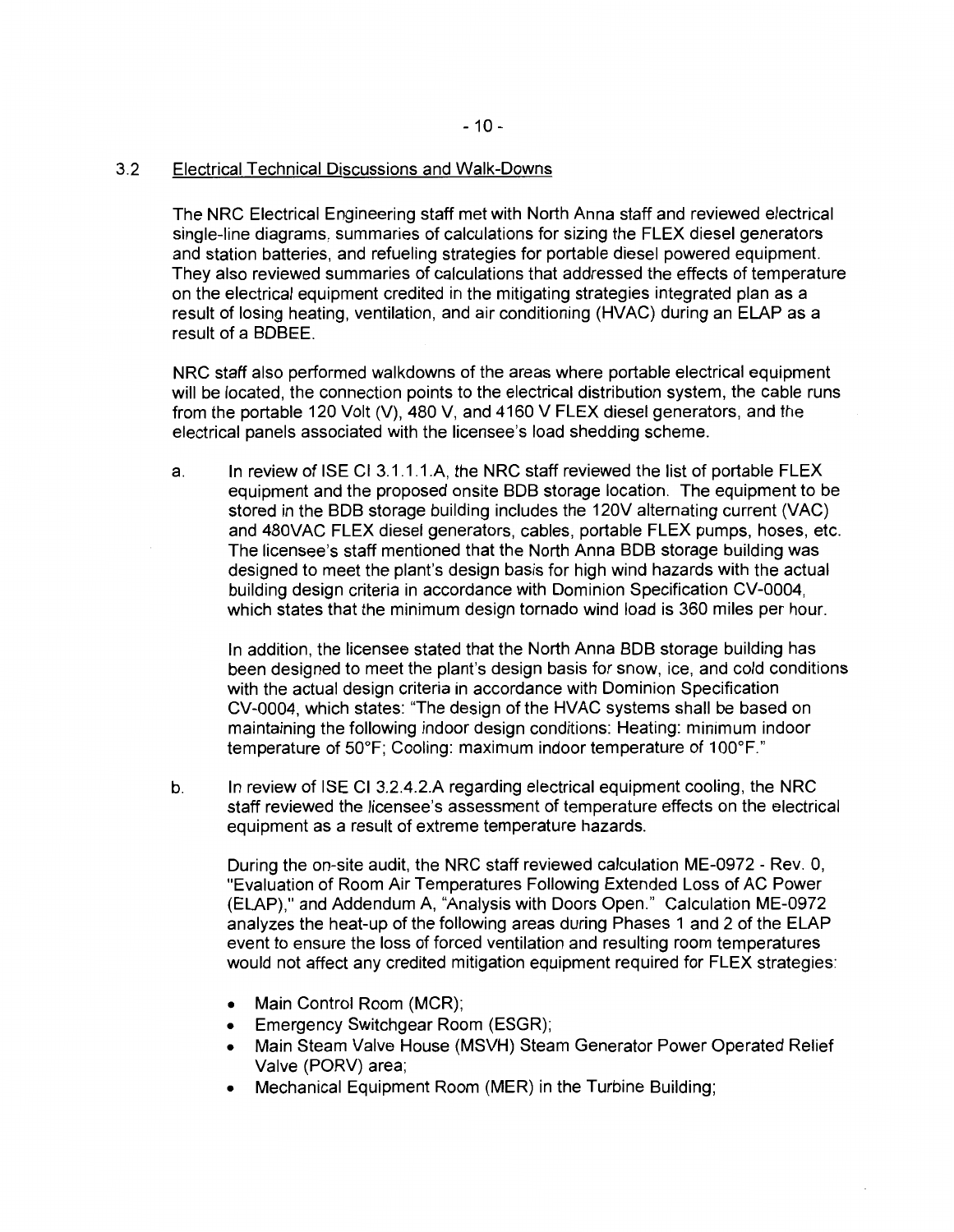## 3.2 Electrical Technical Discussions and Walk-Downs

The NRC Electrical Engineering staff met with North Anna staff and reviewed electrical single-line diagrams, summaries of calculations for sizing the FLEX diesel generators and station batteries, and refueling strategies for portable diesel powered equipment. They also reviewed summaries of calculations that addressed the effects of temperature on the electrical equipment credited in the mitigating strategies integrated plan as a result of losing heating, ventilation, and air conditioning (HVAC) during an ELAP as a result of a BDBEE.

NRC staff also performed walkdowns of the areas where portable electrical equipment will be located, the connection points to the electrical distribution system, the cable runs from the portable 120 Volt (V), 480 V, and 4160 V FLEX diesel generators, and the electrical panels associated with the licensee's load shedding scheme.

a. In review of ISE CI 3.1.1.1.A, the NRC staff reviewed the list of portable FLEX equipment and the proposed onsite BDB storage location. The equipment to be stored in the BDB storage building includes the 120V alternating current (VAC) and 480VAC FLEX diesel generators, cables, portable FLEX pumps, hoses, etc. The licensee's staff mentioned that the North Anna BDB storage building was designed to meet the plant's design basis for high wind hazards with the actual building design criteria in accordance with Dominion Specification CV-0004, which states that the minimum design tornado wind load is 360 miles per hour.

   In addition, the licensee stated that the North Anna BDB storage building has been designed to meet the plant's design basis for snow, ice, and cold conditions with the actual design criteria in accordance with Dominion Specification CV-0004, which states: "The design of the HVAC systems shall be based on maintaining the following indoor design conditions: Heating: minimum indoor temperature of 50°F; Cooling: maximum indoor temperature of 100°F."

b. In review of ISE CI 3.2.4.2.A regarding electrical equipment cooling, the NRC staff reviewed the licensee's assessment of temperature effects on the electrical equipment as a result of extreme temperature hazards.

   During the on-site audit, the NRC staff reviewed calculation ME-0972 - Rev. 0, "Evaluation of Room Air Temperatures Following Extended Loss of AC Power (ELAP)," and Addendum A, "Analysis with Doors Open." Calculation ME-0972 analyzes the heat-up of the following areas during Phases 1 and 2 of the ELAP event to ensure the loss of forced ventilation and resulting room temperatures would not affect any credited mitigation equipment required for FLEX strategies:

   - Main Control Room (MCR);
   - Emergency Switchgear Room (ESGR);
   - Main Steam Valve House (MSVH) Steam Generator Power Operated Relief Valve (PORV) area;
   - Mechanical Equipment Room (MER) in the Turbine Building;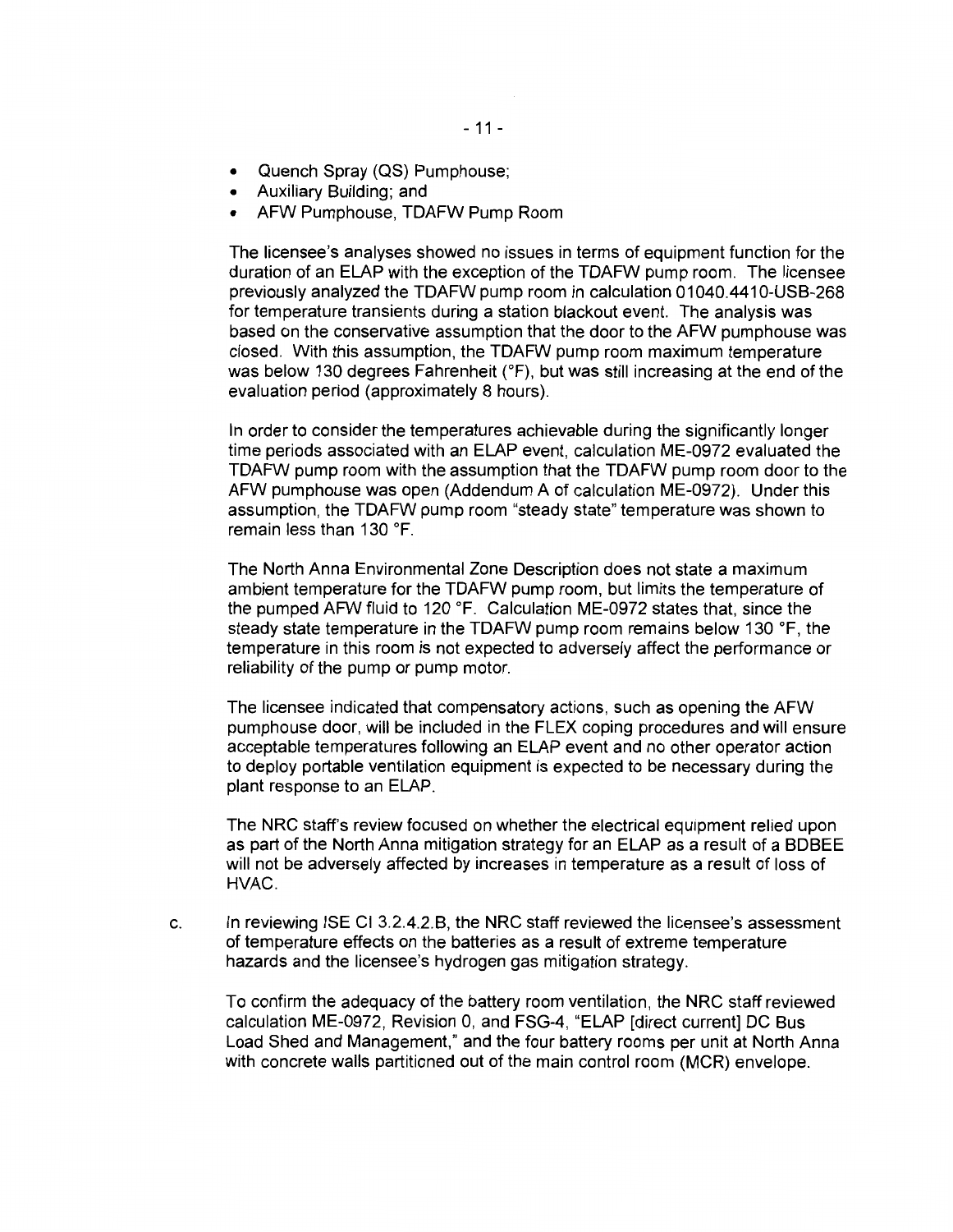- Quench Spray (QS) Pumphouse;
- Auxiliary Building; and
- AFW Pumphouse, TDAFW Pump Room

The licensee's analyses showed no issues in terms of equipment function for the duration of an ELAP with the exception of the TDAFW pump room. The licensee previously analyzed the TDAFW pump room in calculation 01040.4410-USB-268 for temperature transients during a station blackout event. The analysis was based on the conservative assumption that the door to the AFW pumphouse was closed. With this assumption, the TDAFW pump room maximum temperature was below 130 degrees Fahrenheit (°F), but was still increasing at the end of the evaluation period (approximately 8 hours).

In order to consider the temperatures achievable during the significantly longer time periods associated with an ELAP event, calculation ME-0972 evaluated the TDAFW pump room with the assumption that the TDAFW pump room door to the AFW pumphouse was open (Addendum A of calculation ME-0972). Under this assumption, the TDAFW pump room "steady state" temperature was shown to remain less than 130 °F.

The North Anna Environmental Zone Description does not state a maximum ambient temperature for the TDAFW pump room, but limits the temperature of the pumped AFW fluid to 120 °F. Calculation ME-0972 states that, since the steady state temperature in the TDAFW pump room remains below 130 °F, the temperature in this room is not expected to adversely affect the performance or reliability of the pump or pump motor.

The licensee indicated that compensatory actions, such as opening the AFW pumphouse door, will be included in the FLEX coping procedures and will ensure acceptable temperatures following an ELAP event and no other operator action to deploy portable ventilation equipment is expected to be necessary during the plant response to an ELAP.

The NRC staff's review focused on whether the electrical equipment relied upon as part of the North Anna mitigation strategy for an ELAP as a result of a BDBEE will not be adversely affected by increases in temperature as a result of loss of HVAC.

c. In reviewing ISE CI 3.2.4.2.B, the NRC staff reviewed the licensee's assessment of temperature effects on the batteries as a result of extreme temperature hazards and the licensee's hydrogen gas mitigation strategy.

   To confirm the adequacy of the battery room ventilation, the NRC staff reviewed calculation ME-0972, Revision 0, and FSG-4, "ELAP [direct current] DC Bus Load Shed and Management," and the four battery rooms per unit at North Anna with concrete walls partitioned out of the main control room (MCR) envelope.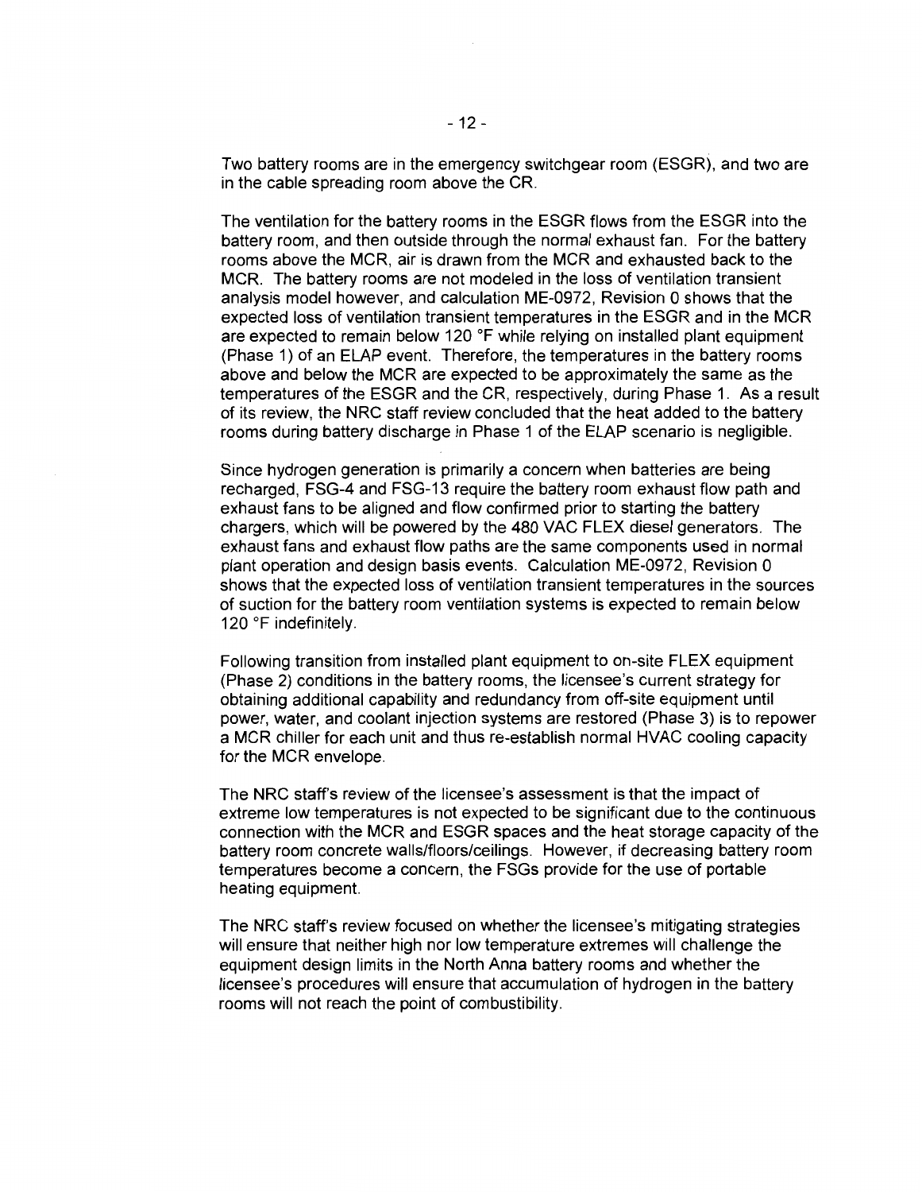Two battery rooms are in the emergency switchgear room (ESGR), and two are in the cable spreading room above the CR.

The ventilation for the battery rooms in the ESGR flows from the ESGR into the battery room, and then outside through the normal exhaust fan. For the battery rooms above the MCR, air is drawn from the MCR and exhausted back to the MCR. The battery rooms are not modeled in the loss of ventilation transient analysis model however, and calculation ME-0972, Revision 0 shows that the expected loss of ventilation transient temperatures in the ESGR and in the MCR are expected to remain below 120 °F while relying on installed plant equipment (Phase 1) of an ELAP event. Therefore, the temperatures in the battery rooms above and below the MCR are expected to be approximately the same as the temperatures of the ESGR and the CR, respectively, during Phase 1. As a result of its review, the NRC staff review concluded that the heat added to the battery rooms during battery discharge in Phase 1 of the ELAP scenario is negligible.

Since hydrogen generation is primarily a concern when batteries are being recharged, FSG-4 and FSG-13 require the battery room exhaust flow path and exhaust fans to be aligned and flow confirmed prior to starting the battery chargers, which will be powered by the 480 VAC FLEX diesel generators. The exhaust fans and exhaust flow paths are the same components used in normal plant operation and design basis events. Calculation ME-0972, Revision 0 shows that the expected loss of ventilation transient temperatures in the sources of suction for the battery room ventilation systems is expected to remain below 120 °F indefinitely.

Following transition from installed plant equipment to on-site FLEX equipment (Phase 2) conditions in the battery rooms, the licensee's current strategy for obtaining additional capability and redundancy from off-site equipment until power, water, and coolant injection systems are restored (Phase 3) is to repower a MCR chiller for each unit and thus re-establish normal HVAC cooling capacity for the MCR envelope.

The NRC staff's review of the licensee's assessment is that the impact of extreme low temperatures is not expected to be significant due to the continuous connection with the MCR and ESGR spaces and the heat storage capacity of the battery room concrete walls/floors/ceilings. However, if decreasing battery room temperatures become a concern, the FSGs provide for the use of portable heating equipment.

The NRC staff's review focused on whether the licensee's mitigating strategies will ensure that neither high nor low temperature extremes will challenge the equipment design limits in the North Anna battery rooms and whether the licensee's procedures will ensure that accumulation of hydrogen in the battery rooms will not reach the point of combustibility.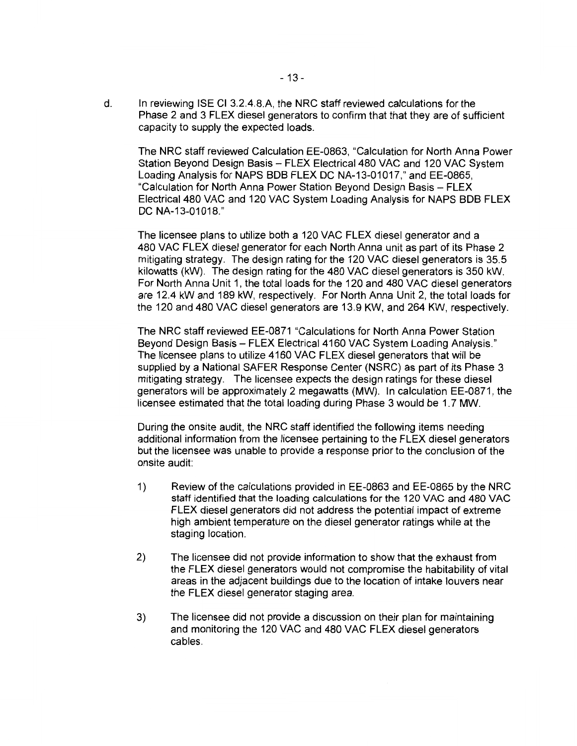d. In reviewing ISE CI 3.2.4.8.A, the NRC staff reviewed calculations for the Phase 2 and 3 FLEX diesel generators to confirm that that they are of sufficient capacity to supply the expected loads.

   The NRC staff reviewed Calculation EE-0863, "Calculation for North Anna Power Station Beyond Design Basis – FLEX Electrical 480 VAC and 120 VAC System Loading Analysis for NAPS BDB FLEX DC NA-13-01017," and EE-0865, "Calculation for North Anna Power Station Beyond Design Basis – FLEX Electrical 480 VAC and 120 VAC System Loading Analysis for NAPS BDB FLEX DC NA-13-01018."

   The licensee plans to utilize both a 120 VAC FLEX diesel generator and a 480 VAC FLEX diesel generator for each North Anna unit as part of its Phase 2 mitigating strategy. The design rating for the 120 VAC diesel generators is 35.5 kilowatts (kW). The design rating for the 480 VAC diesel generators is 350 kW. For North Anna Unit 1, the total loads for the 120 and 480 VAC diesel generators are 12.4 kW and 189 kW, respectively. For North Anna Unit 2, the total loads for the 120 and 480 VAC diesel generators are 13.9 KW, and 264 KW, respectively.

   The NRC staff reviewed EE-0871 "Calculations for North Anna Power Station Beyond Design Basis – FLEX Electrical 4160 VAC System Loading Analysis." The licensee plans to utilize 4160 VAC FLEX diesel generators that will be supplied by a National SAFER Response Center (NSRC) as part of its Phase 3 mitigating strategy. The licensee expects the design ratings for these diesel generators will be approximately 2 megawatts (MW). In calculation EE-0871, the licensee estimated that the total loading during Phase 3 would be 1.7 MW.

   During the onsite audit, the NRC staff identified the following items needing additional information from the licensee pertaining to the FLEX diesel generators but the licensee was unable to provide a response prior to the conclusion of the onsite audit:

   1) Review of the calculations provided in EE-0863 and EE-0865 by the NRC staff identified that the loading calculations for the 120 VAC and 480 VAC FLEX diesel generators did not address the potential impact of extreme high ambient temperature on the diesel generator ratings while at the staging location.

   2) The licensee did not provide information to show that the exhaust from the FLEX diesel generators would not compromise the habitability of vital areas in the adjacent buildings due to the location of intake louvers near the FLEX diesel generator staging area.

   3) The licensee did not provide a discussion on their plan for maintaining and monitoring the 120 VAC and 480 VAC FLEX diesel generators cables.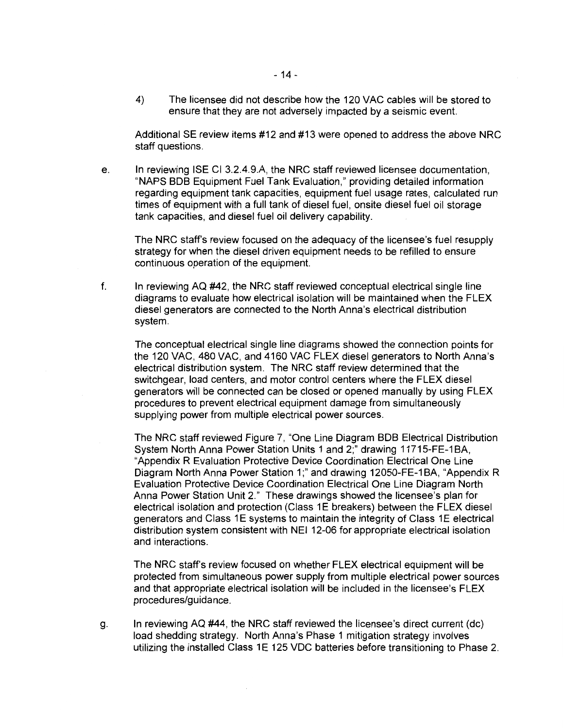4) The licensee did not describe how the 120 VAC cables will be stored to ensure that they are not adversely impacted by a seismic event.

Additional SE review items #12 and #13 were opened to address the above NRC staff questions.

e. In reviewing ISE CI 3.2.4.9.A, the NRC staff reviewed licensee documentation, "NAPS BDB Equipment Fuel Tank Evaluation," providing detailed information regarding equipment tank capacities, equipment fuel usage rates, calculated run times of equipment with a full tank of diesel fuel, onsite diesel fuel oil storage tank capacities, and diesel fuel oil delivery capability.

   The NRC staff's review focused on the adequacy of the licensee's fuel resupply strategy for when the diesel driven equipment needs to be refilled to ensure continuous operation of the equipment.

f. In reviewing AQ #42, the NRC staff reviewed conceptual electrical single line diagrams to evaluate how electrical isolation will be maintained when the FLEX diesel generators are connected to the North Anna's electrical distribution system.

   The conceptual electrical single line diagrams showed the connection points for the 120 VAC, 480 VAC, and 4160 VAC FLEX diesel generators to North Anna's electrical distribution system. The NRC staff review determined that the switchgear, load centers, and motor control centers where the FLEX diesel generators will be connected can be closed or opened manually by using FLEX procedures to prevent electrical equipment damage from simultaneously supplying power from multiple electrical power sources.

   The NRC staff reviewed Figure 7, "One Line Diagram BDB Electrical Distribution System North Anna Power Station Units 1 and 2;" drawing 11715-FE-1BA, "Appendix R Evaluation Protective Device Coordination Electrical One Line Diagram North Anna Power Station 1;" and drawing 12050-FE-1BA, "Appendix R Evaluation Protective Device Coordination Electrical One Line Diagram North Anna Power Station Unit 2." These drawings showed the licensee's plan for electrical isolation and protection (Class 1E breakers) between the FLEX diesel generators and Class 1E systems to maintain the integrity of Class 1E electrical distribution system consistent with NEI 12-06 for appropriate electrical isolation and interactions.

   The NRC staff's review focused on whether FLEX electrical equipment will be protected from simultaneous power supply from multiple electrical power sources and that appropriate electrical isolation will be included in the licensee's FLEX procedures/guidance.

g. In reviewing AQ #44, the NRC staff reviewed the licensee's direct current (dc) load shedding strategy. North Anna's Phase 1 mitigation strategy involves utilizing the installed Class 1E 125 VDC batteries before transitioning to Phase 2.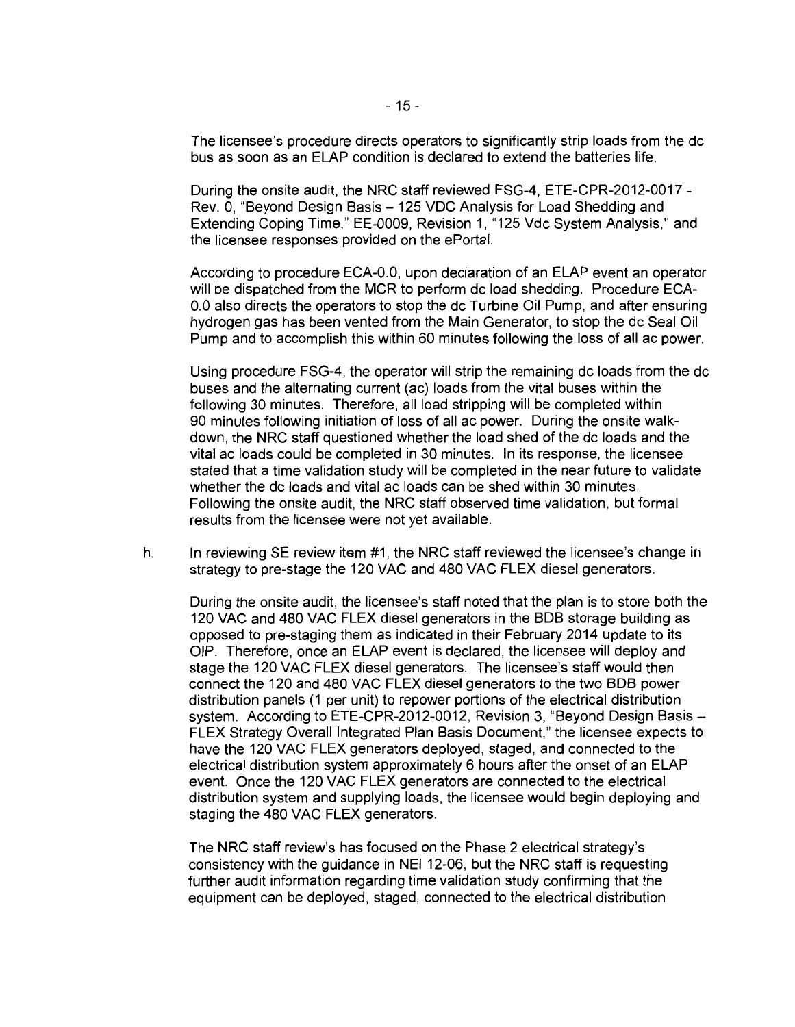The licensee's procedure directs operators to significantly strip loads from the dc bus as soon as an ELAP condition is declared to extend the batteries life.

During the onsite audit, the NRC staff reviewed FSG-4, ETE-CPR-2012-0017 - Rev. 0, "Beyond Design Basis – 125 VDC Analysis for Load Shedding and Extending Coping Time," EE-0009, Revision 1, "125 Vdc System Analysis," and the licensee responses provided on the ePortal.

According to procedure ECA-0.0, upon declaration of an ELAP event an operator will be dispatched from the MCR to perform dc load shedding. Procedure ECA-0.0 also directs the operators to stop the dc Turbine Oil Pump, and after ensuring hydrogen gas has been vented from the Main Generator, to stop the dc Seal Oil Pump and to accomplish this within 60 minutes following the loss of all ac power.

Using procedure FSG-4, the operator will strip the remaining dc loads from the dc buses and the alternating current (ac) loads from the vital buses within the following 30 minutes. Therefore, all load stripping will be completed within 90 minutes following initiation of loss of all ac power. During the onsite walk-down, the NRC staff questioned whether the load shed of the dc loads and the vital ac loads could be completed in 30 minutes. In its response, the licensee stated that a time validation study will be completed in the near future to validate whether the dc loads and vital ac loads can be shed within 30 minutes. Following the onsite audit, the NRC staff observed time validation, but formal results from the licensee were not yet available.

h. In reviewing SE review item #1, the NRC staff reviewed the licensee's change in strategy to pre-stage the 120 VAC and 480 VAC FLEX diesel generators.

   During the onsite audit, the licensee's staff noted that the plan is to store both the 120 VAC and 480 VAC FLEX diesel generators in the BDB storage building as opposed to pre-staging them as indicated in their February 2014 update to its OIP. Therefore, once an ELAP event is declared, the licensee will deploy and stage the 120 VAC FLEX diesel generators. The licensee's staff would then connect the 120 and 480 VAC FLEX diesel generators to the two BDB power distribution panels (1 per unit) to repower portions of the electrical distribution system. According to ETE-CPR-2012-0012, Revision 3, "Beyond Design Basis – FLEX Strategy Overall Integrated Plan Basis Document," the licensee expects to have the 120 VAC FLEX generators deployed, staged, and connected to the electrical distribution system approximately 6 hours after the onset of an ELAP event. Once the 120 VAC FLEX generators are connected to the electrical distribution system and supplying loads, the licensee would begin deploying and staging the 480 VAC FLEX generators.

   The NRC staff review's has focused on the Phase 2 electrical strategy's consistency with the guidance in NEI 12-06, but the NRC staff is requesting further audit information regarding time validation study confirming that the equipment can be deployed, staged, connected to the electrical distribution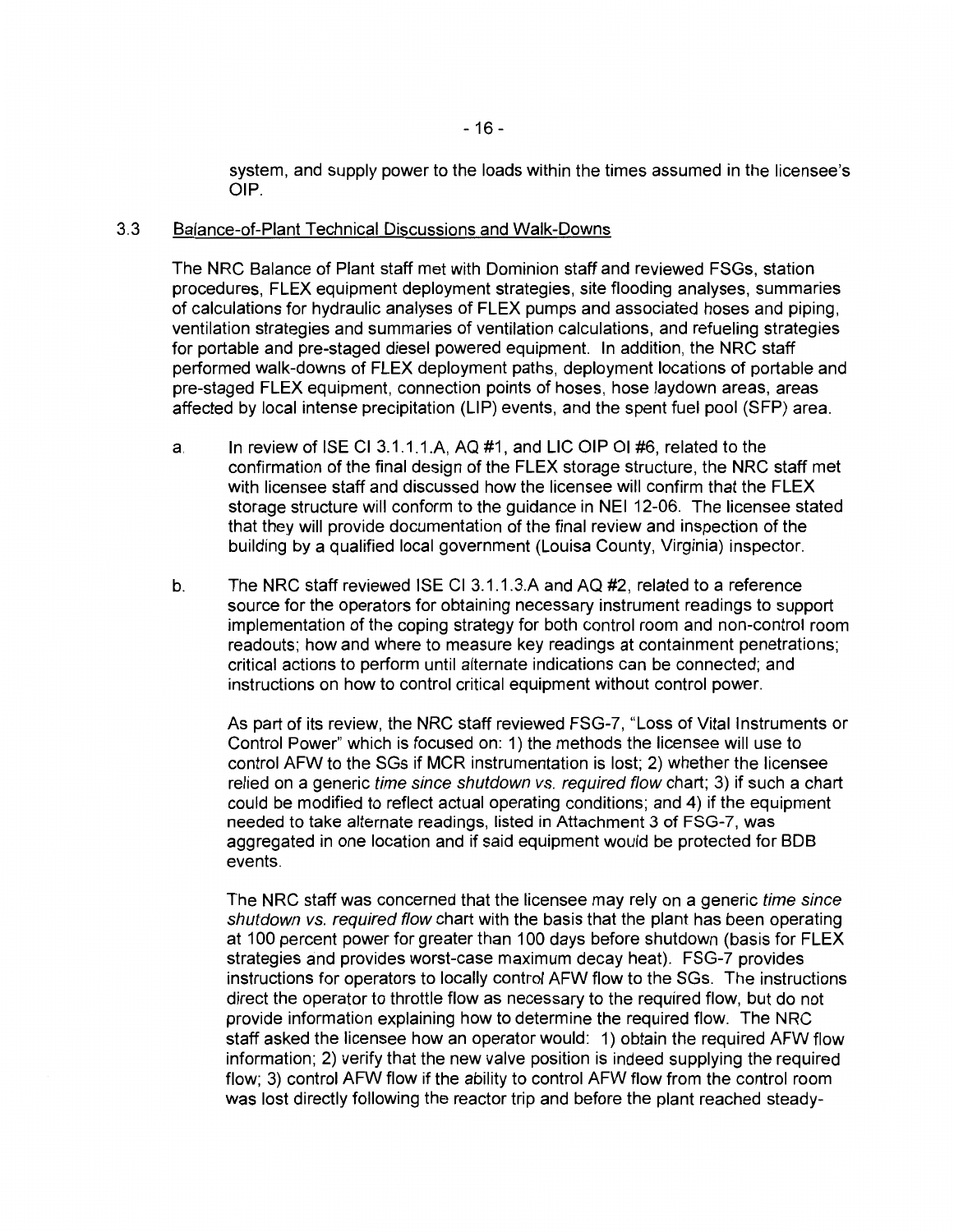system, and supply power to the loads within the times assumed in the licensee's OIP.

### 3.3 Balance-of-Plant Technical Discussions and Walk-Downs

The NRC Balance of Plant staff met with Dominion staff and reviewed FSGs, station procedures, FLEX equipment deployment strategies, site flooding analyses, summaries of calculations for hydraulic analyses of FLEX pumps and associated hoses and piping, ventilation strategies and summaries of ventilation calculations, and refueling strategies for portable and pre-staged diesel powered equipment. In addition, the NRC staff performed walk-downs of FLEX deployment paths, deployment locations of portable and pre-staged FLEX equipment, connection points of hoses, hose laydown areas, areas affected by local intense precipitation (LIP) events, and the spent fuel pool (SFP) area.

a. In review of ISE CI 3.1.1.1.A, AQ #1, and LIC OIP OI #6, related to the confirmation of the final design of the FLEX storage structure, the NRC staff met with licensee staff and discussed how the licensee will confirm that the FLEX storage structure will conform to the guidance in NEI 12-06. The licensee stated that they will provide documentation of the final review and inspection of the building by a qualified local government (Louisa County, Virginia) inspector.

b. The NRC staff reviewed ISE CI 3.1.1.3.A and AQ #2, related to a reference source for the operators for obtaining necessary instrument readings to support implementation of the coping strategy for both control room and non-control room readouts; how and where to measure key readings at containment penetrations; critical actions to perform until alternate indications can be connected; and instructions on how to control critical equipment without control power.

   As part of its review, the NRC staff reviewed FSG-7, "Loss of Vital Instruments or Control Power" which is focused on: 1) the methods the licensee will use to control AFW to the SGs if MCR instrumentation is lost; 2) whether the licensee relied on a generic *time since shutdown vs. required flow* chart; 3) if such a chart could be modified to reflect actual operating conditions; and 4) if the equipment needed to take alternate readings, listed in Attachment 3 of FSG-7, was aggregated in one location and if said equipment would be protected for BDB events.

   The NRC staff was concerned that the licensee may rely on a generic *time since shutdown vs. required flow* chart with the basis that the plant has been operating at 100 percent power for greater than 100 days before shutdown (basis for FLEX strategies and provides worst-case maximum decay heat). FSG-7 provides instructions for operators to locally control AFW flow to the SGs. The instructions direct the operator to throttle flow as necessary to the required flow, but do not provide information explaining how to determine the required flow. The NRC staff asked the licensee how an operator would: 1) obtain the required AFW flow information; 2) verify that the new valve position is indeed supplying the required flow; 3) control AFW flow if the ability to control AFW flow from the control room was lost directly following the reactor trip and before the plant reached steady-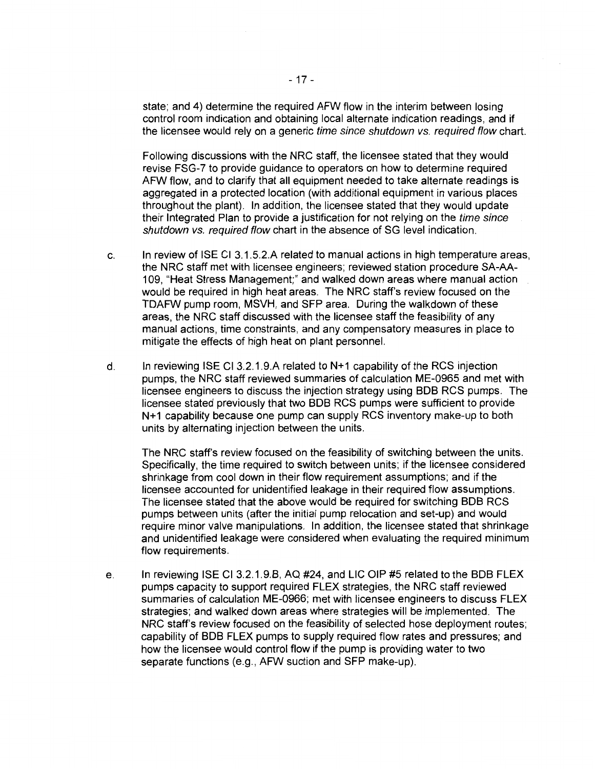state; and 4) determine the required AFW flow in the interim between losing control room indication and obtaining local alternate indication readings, and if the licensee would rely on a generic *time since shutdown vs. required flow* chart.

Following discussions with the NRC staff, the licensee stated that they would revise FSG-7 to provide guidance to operators on how to determine required AFW flow, and to clarify that all equipment needed to take alternate readings is aggregated in a protected location (with additional equipment in various places throughout the plant). In addition, the licensee stated that they would update their Integrated Plan to provide a justification for not relying on the *time since shutdown vs. required flow* chart in the absence of SG level indication.

c. In review of ISE CI 3.1.5.2.A related to manual actions in high temperature areas, the NRC staff met with licensee engineers; reviewed station procedure SA-AA-109, "Heat Stress Management;" and walked down areas where manual action would be required in high heat areas. The NRC staff's review focused on the TDAFW pump room, MSVH, and SFP area. During the walkdown of these areas, the NRC staff discussed with the licensee staff the feasibility of any manual actions, time constraints, and any compensatory measures in place to mitigate the effects of high heat on plant personnel.

d. In reviewing ISE CI 3.2.1.9.A related to N+1 capability of the RCS injection pumps, the NRC staff reviewed summaries of calculation ME-0965 and met with licensee engineers to discuss the injection strategy using BDB RCS pumps. The licensee stated previously that two BDB RCS pumps were sufficient to provide N+1 capability because one pump can supply RCS inventory make-up to both units by alternating injection between the units.

The NRC staff's review focused on the feasibility of switching between the units. Specifically, the time required to switch between units; if the licensee considered shrinkage from cool down in their flow requirement assumptions; and if the licensee accounted for unidentified leakage in their required flow assumptions. The licensee stated that the above would be required for switching BDB RCS pumps between units (after the initial pump relocation and set-up) and would require minor valve manipulations. In addition, the licensee stated that shrinkage and unidentified leakage were considered when evaluating the required minimum flow requirements.

e. In reviewing ISE CI 3.2.1.9.B, AQ #24, and LIC OIP #5 related to the BDB FLEX pumps capacity to support required FLEX strategies, the NRC staff reviewed summaries of calculation ME-0966; met with licensee engineers to discuss FLEX strategies; and walked down areas where strategies will be implemented. The NRC staff's review focused on the feasibility of selected hose deployment routes; capability of BDB FLEX pumps to supply required flow rates and pressures; and how the licensee would control flow if the pump is providing water to two separate functions (e.g., AFW suction and SFP make-up).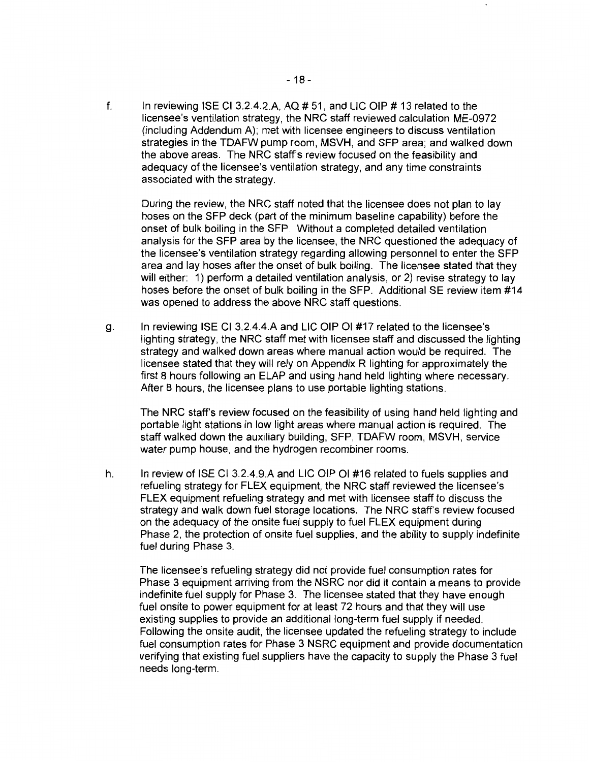f. In reviewing ISE CI 3.2.4.2.A, AQ # 51, and LIC OIP # 13 related to the licensee's ventilation strategy, the NRC staff reviewed calculation ME-0972 (including Addendum A); met with licensee engineers to discuss ventilation strategies in the TDAFW pump room, MSVH, and SFP area; and walked down the above areas. The NRC staff's review focused on the feasibility and adequacy of the licensee's ventilation strategy, and any time constraints associated with the strategy.

   During the review, the NRC staff noted that the licensee does not plan to lay hoses on the SFP deck (part of the minimum baseline capability) before the onset of bulk boiling in the SFP. Without a completed detailed ventilation analysis for the SFP area by the licensee, the NRC questioned the adequacy of the licensee's ventilation strategy regarding allowing personnel to enter the SFP area and lay hoses after the onset of bulk boiling. The licensee stated that they will either: 1) perform a detailed ventilation analysis, or 2) revise strategy to lay hoses before the onset of bulk boiling in the SFP. Additional SE review item #14 was opened to address the above NRC staff questions.

g. In reviewing ISE CI 3.2.4.4.A and LIC OIP OI #17 related to the licensee's lighting strategy, the NRC staff met with licensee staff and discussed the lighting strategy and walked down areas where manual action would be required. The licensee stated that they will rely on Appendix R lighting for approximately the first 8 hours following an ELAP and using hand held lighting where necessary. After 8 hours, the licensee plans to use portable lighting stations.

   The NRC staff's review focused on the feasibility of using hand held lighting and portable light stations in low light areas where manual action is required. The staff walked down the auxiliary building, SFP, TDAFW room, MSVH, service water pump house, and the hydrogen recombiner rooms.

h. In review of ISE CI 3.2.4.9.A and LIC OIP OI #16 related to fuels supplies and refueling strategy for FLEX equipment, the NRC staff reviewed the licensee's FLEX equipment refueling strategy and met with licensee staff to discuss the strategy and walk down fuel storage locations. The NRC staff's review focused on the adequacy of the onsite fuel supply to fuel FLEX equipment during Phase 2, the protection of onsite fuel supplies, and the ability to supply indefinite fuel during Phase 3.

   The licensee's refueling strategy did not provide fuel consumption rates for Phase 3 equipment arriving from the NSRC nor did it contain a means to provide indefinite fuel supply for Phase 3. The licensee stated that they have enough fuel onsite to power equipment for at least 72 hours and that they will use existing supplies to provide an additional long-term fuel supply if needed. Following the onsite audit, the licensee updated the refueling strategy to include fuel consumption rates for Phase 3 NSRC equipment and provide documentation verifying that existing fuel suppliers have the capacity to supply the Phase 3 fuel needs long-term.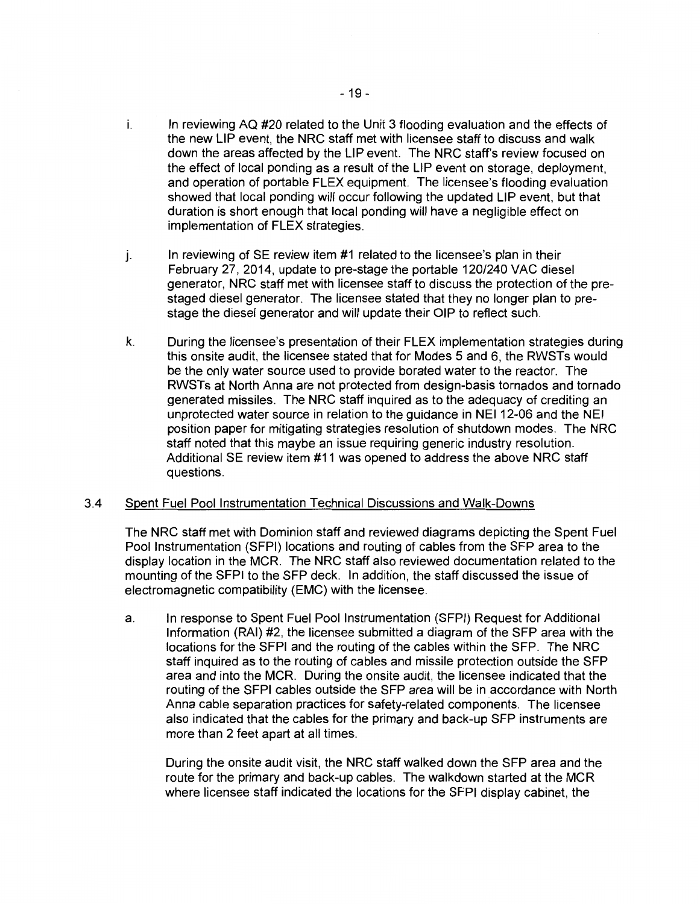i. In reviewing AQ #20 related to the Unit 3 flooding evaluation and the effects of the new LIP event, the NRC staff met with licensee staff to discuss and walk down the areas affected by the LIP event. The NRC staff's review focused on the effect of local ponding as a result of the LIP event on storage, deployment, and operation of portable FLEX equipment. The licensee's flooding evaluation showed that local ponding will occur following the updated LIP event, but that duration is short enough that local ponding will have a negligible effect on implementation of FLEX strategies.

j. In reviewing of SE review item #1 related to the licensee's plan in their February 27, 2014, update to pre-stage the portable 120/240 VAC diesel generator, NRC staff met with licensee staff to discuss the protection of the pre-staged diesel generator. The licensee stated that they no longer plan to pre-stage the diesel generator and will update their OIP to reflect such.

k. During the licensee's presentation of their FLEX implementation strategies during this onsite audit, the licensee stated that for Modes 5 and 6, the RWSTs would be the only water source used to provide borated water to the reactor. The RWSTs at North Anna are not protected from design-basis tornados and tornado generated missiles. The NRC staff inquired as to the adequacy of crediting an unprotected water source in relation to the guidance in NEI 12-06 and the NEI position paper for mitigating strategies resolution of shutdown modes. The NRC staff noted that this maybe an issue requiring generic industry resolution. Additional SE review item #11 was opened to address the above NRC staff questions.

### 3.4 Spent Fuel Pool Instrumentation Technical Discussions and Walk-Downs

The NRC staff met with Dominion staff and reviewed diagrams depicting the Spent Fuel Pool Instrumentation (SFPI) locations and routing of cables from the SFP area to the display location in the MCR. The NRC staff also reviewed documentation related to the mounting of the SFPI to the SFP deck. In addition, the staff discussed the issue of electromagnetic compatibility (EMC) with the licensee.

a. In response to Spent Fuel Pool Instrumentation (SFPI) Request for Additional Information (RAI) #2, the licensee submitted a diagram of the SFP area with the locations for the SFPI and the routing of the cables within the SFP. The NRC staff inquired as to the routing of cables and missile protection outside the SFP area and into the MCR. During the onsite audit, the licensee indicated that the routing of the SFPI cables outside the SFP area will be in accordance with North Anna cable separation practices for safety-related components. The licensee also indicated that the cables for the primary and back-up SFP instruments are more than 2 feet apart at all times.

During the onsite audit visit, the NRC staff walked down the SFP area and the route for the primary and back-up cables. The walkdown started at the MCR where licensee staff indicated the locations for the SFPI display cabinet, the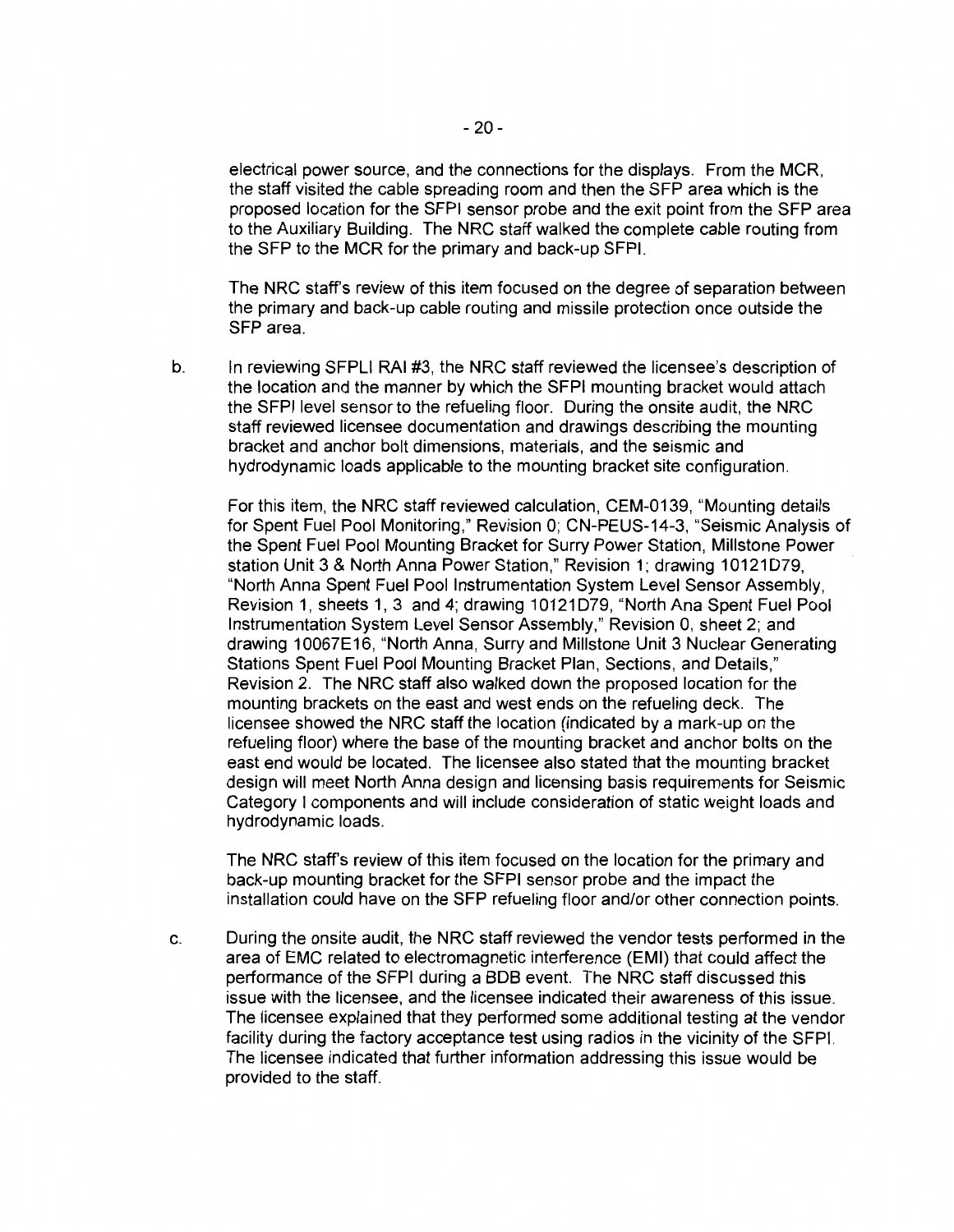electrical power source, and the connections for the displays. From the MCR, the staff visited the cable spreading room and then the SFP area which is the proposed location for the SFPI sensor probe and the exit point from the SFP area to the Auxiliary Building. The NRC staff walked the complete cable routing from the SFP to the MCR for the primary and back-up SFPI.

The NRC staff's review of this item focused on the degree of separation between the primary and back-up cable routing and missile protection once outside the SFP area.

b. In reviewing SFPLI RAI #3, the NRC staff reviewed the licensee's description of the location and the manner by which the SFPI mounting bracket would attach the SFPI level sensor to the refueling floor. During the onsite audit, the NRC staff reviewed licensee documentation and drawings describing the mounting bracket and anchor bolt dimensions, materials, and the seismic and hydrodynamic loads applicable to the mounting bracket site configuration.

   For this item, the NRC staff reviewed calculation, CEM-0139, "Mounting details for Spent Fuel Pool Monitoring," Revision 0; CN-PEUS-14-3, "Seismic Analysis of the Spent Fuel Pool Mounting Bracket for Surry Power Station, Millstone Power station Unit 3 & North Anna Power Station," Revision 1; drawing 10121D79, "North Anna Spent Fuel Pool Instrumentation System Level Sensor Assembly, Revision 1, sheets 1, 3 and 4; drawing 10121D79, "North Ana Spent Fuel Pool Instrumentation System Level Sensor Assembly," Revision 0, sheet 2; and drawing 10067E16, "North Anna, Surry and Millstone Unit 3 Nuclear Generating Stations Spent Fuel Pool Mounting Bracket Plan, Sections, and Details," Revision 2. The NRC staff also walked down the proposed location for the mounting brackets on the east and west ends on the refueling deck. The licensee showed the NRC staff the location (indicated by a mark-up on the refueling floor) where the base of the mounting bracket and anchor bolts on the east end would be located. The licensee also stated that the mounting bracket design will meet North Anna design and licensing basis requirements for Seismic Category I components and will include consideration of static weight loads and hydrodynamic loads.

   The NRC staff's review of this item focused on the location for the primary and back-up mounting bracket for the SFPI sensor probe and the impact the installation could have on the SFP refueling floor and/or other connection points.

c. During the onsite audit, the NRC staff reviewed the vendor tests performed in the area of EMC related to electromagnetic interference (EMI) that could affect the performance of the SFPI during a BDB event. The NRC staff discussed this issue with the licensee, and the licensee indicated their awareness of this issue. The licensee explained that they performed some additional testing at the vendor facility during the factory acceptance test using radios in the vicinity of the SFPI. The licensee indicated that further information addressing this issue would be provided to the staff.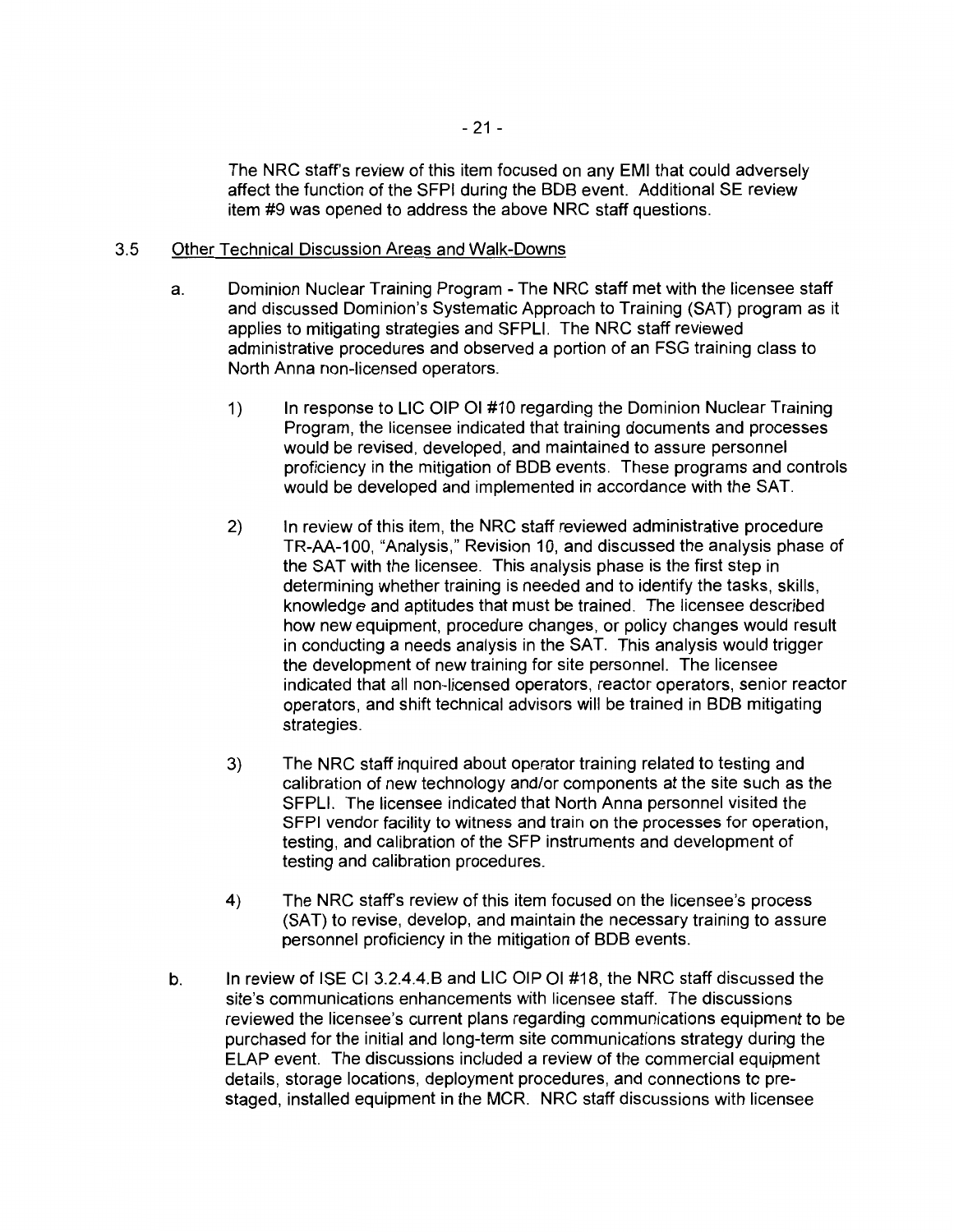The NRC staff's review of this item focused on any EMI that could adversely affect the function of the SFPI during the BDB event. Additional SE review item #9 was opened to address the above NRC staff questions.

## 3.5 Other Technical Discussion Areas and Walk-Downs

a. Dominion Nuclear Training Program - The NRC staff met with the licensee staff and discussed Dominion's Systematic Approach to Training (SAT) program as it applies to mitigating strategies and SFPLI. The NRC staff reviewed administrative procedures and observed a portion of an FSG training class to North Anna non-licensed operators.

   1) In response to LIC OIP OI #10 regarding the Dominion Nuclear Training Program, the licensee indicated that training documents and processes would be revised, developed, and maintained to assure personnel proficiency in the mitigation of BDB events. These programs and controls would be developed and implemented in accordance with the SAT.

   2) In review of this item, the NRC staff reviewed administrative procedure TR-AA-100, "Analysis," Revision 10, and discussed the analysis phase of the SAT with the licensee. This analysis phase is the first step in determining whether training is needed and to identify the tasks, skills, knowledge and aptitudes that must be trained. The licensee described how new equipment, procedure changes, or policy changes would result in conducting a needs analysis in the SAT. This analysis would trigger the development of new training for site personnel. The licensee indicated that all non-licensed operators, reactor operators, senior reactor operators, and shift technical advisors will be trained in BDB mitigating strategies.

   3) The NRC staff inquired about operator training related to testing and calibration of new technology and/or components at the site such as the SFPLI. The licensee indicated that North Anna personnel visited the SFPI vendor facility to witness and train on the processes for operation, testing, and calibration of the SFP instruments and development of testing and calibration procedures.

   4) The NRC staff's review of this item focused on the licensee's process (SAT) to revise, develop, and maintain the necessary training to assure personnel proficiency in the mitigation of BDB events.

b. In review of ISE CI 3.2.4.4.B and LIC OIP OI #18, the NRC staff discussed the site's communications enhancements with licensee staff. The discussions reviewed the licensee's current plans regarding communications equipment to be purchased for the initial and long-term site communications strategy during the ELAP event. The discussions included a review of the commercial equipment details, storage locations, deployment procedures, and connections to pre-staged, installed equipment in the MCR. NRC staff discussions with licensee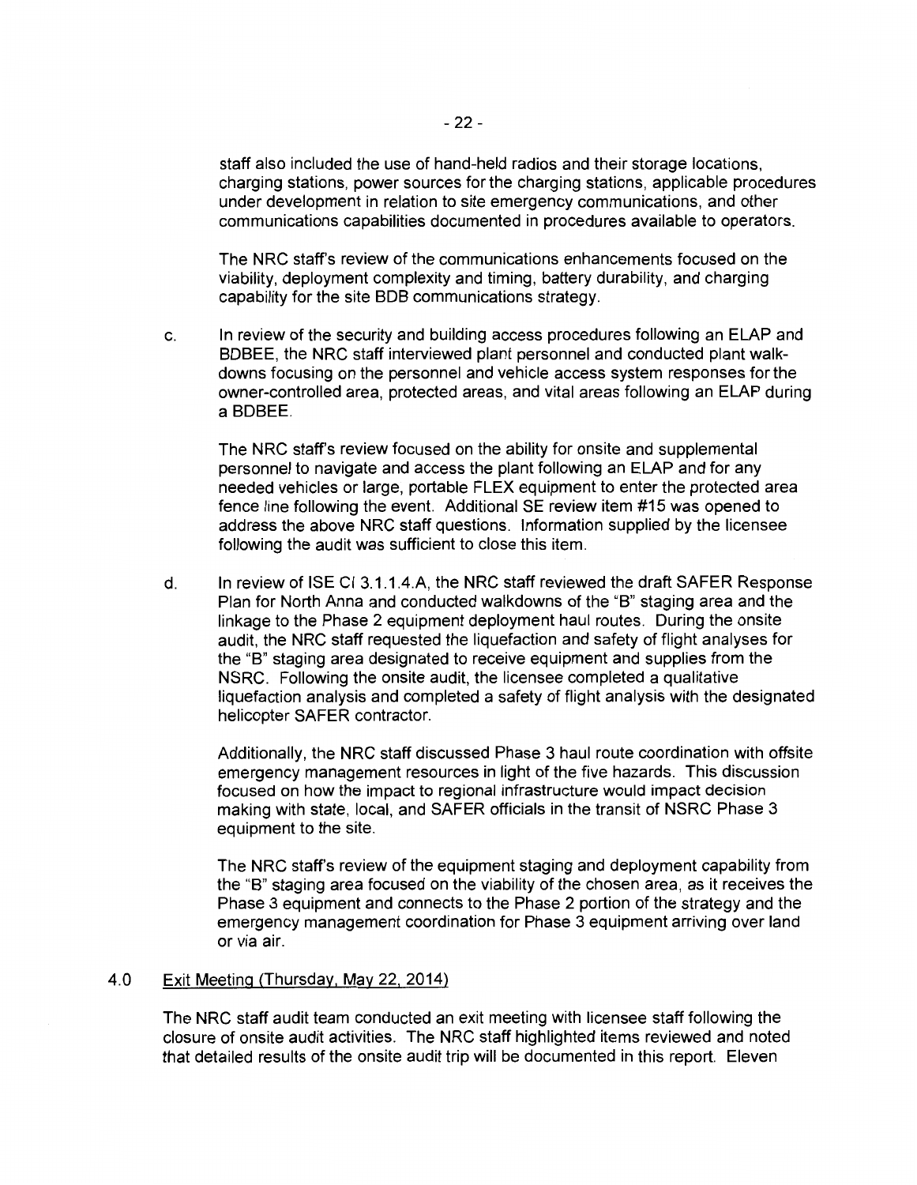staff also included the use of hand-held radios and their storage locations, charging stations, power sources for the charging stations, applicable procedures under development in relation to site emergency communications, and other communications capabilities documented in procedures available to operators.

The NRC staff's review of the communications enhancements focused on the viability, deployment complexity and timing, battery durability, and charging capability for the site BDB communications strategy.

c. In review of the security and building access procedures following an ELAP and BDBEE, the NRC staff interviewed plant personnel and conducted plant walk-downs focusing on the personnel and vehicle access system responses for the owner-controlled area, protected areas, and vital areas following an ELAP during a BDBEE.

   The NRC staff's review focused on the ability for onsite and supplemental personnel to navigate and access the plant following an ELAP and for any needed vehicles or large, portable FLEX equipment to enter the protected area fence line following the event. Additional SE review item #15 was opened to address the above NRC staff questions. Information supplied by the licensee following the audit was sufficient to close this item.

d. In review of ISE CI 3.1.1.4.A, the NRC staff reviewed the draft SAFER Response Plan for North Anna and conducted walkdowns of the "B" staging area and the linkage to the Phase 2 equipment deployment haul routes. During the onsite audit, the NRC staff requested the liquefaction and safety of flight analyses for the "B" staging area designated to receive equipment and supplies from the NSRC. Following the onsite audit, the licensee completed a qualitative liquefaction analysis and completed a safety of flight analysis with the designated helicopter SAFER contractor.

   Additionally, the NRC staff discussed Phase 3 haul route coordination with offsite emergency management resources in light of the five hazards. This discussion focused on how the impact to regional infrastructure would impact decision making with state, local, and SAFER officials in the transit of NSRC Phase 3 equipment to the site.

   The NRC staff's review of the equipment staging and deployment capability from the "B" staging area focused on the viability of the chosen area, as it receives the Phase 3 equipment and connects to the Phase 2 portion of the strategy and the emergency management coordination for Phase 3 equipment arriving over land or via air.

## 4.0 Exit Meeting (Thursday, May 22, 2014)

The NRC staff audit team conducted an exit meeting with licensee staff following the closure of onsite audit activities. The NRC staff highlighted items reviewed and noted that detailed results of the onsite audit trip will be documented in this report. Eleven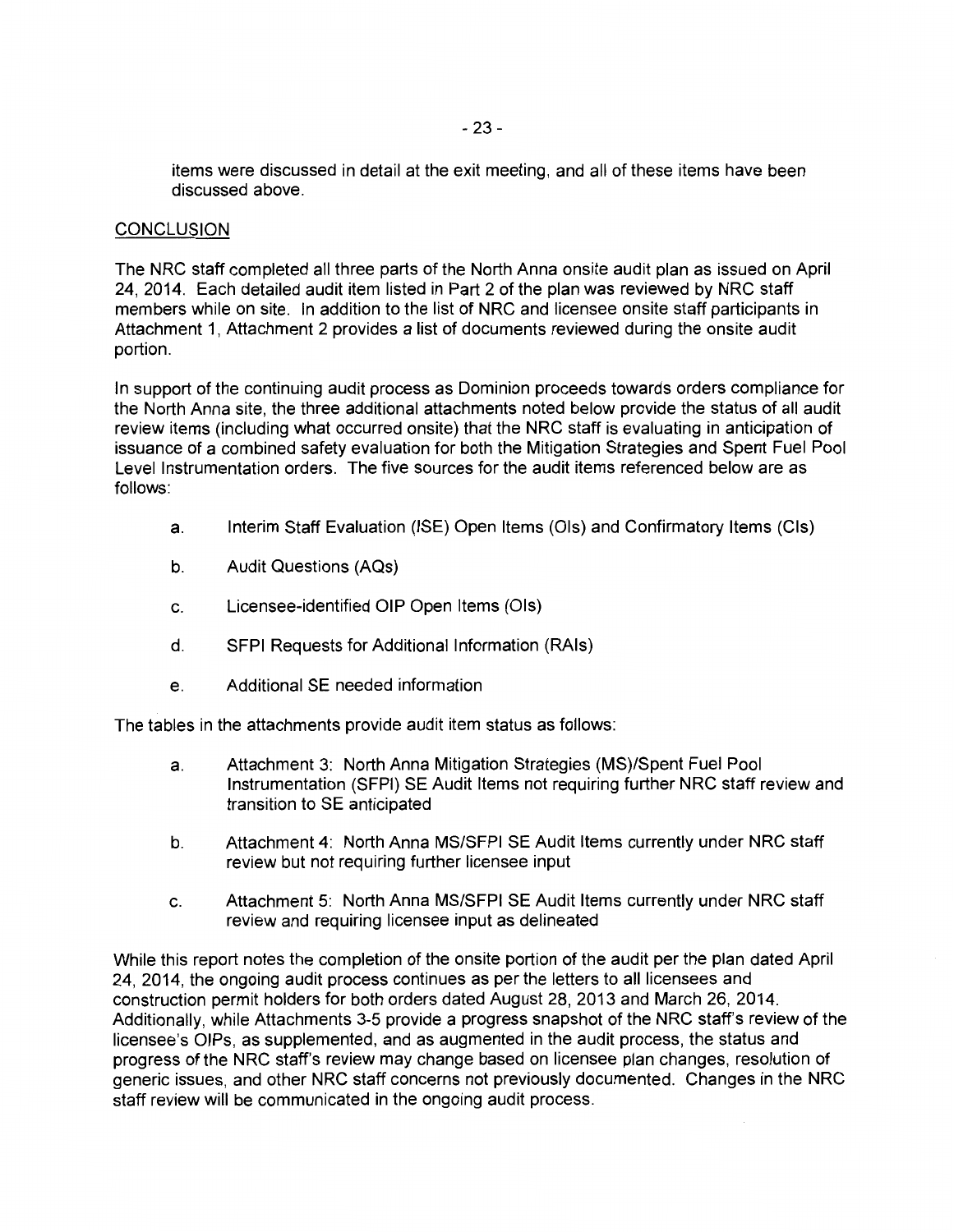items were discussed in detail at the exit meeting, and all of these items have been discussed above.

## CONCLUSION

The NRC staff completed all three parts of the North Anna onsite audit plan as issued on April 24, 2014. Each detailed audit item listed in Part 2 of the plan was reviewed by NRC staff members while on site. In addition to the list of NRC and licensee onsite staff participants in Attachment 1, Attachment 2 provides a list of documents reviewed during the onsite audit portion.

In support of the continuing audit process as Dominion proceeds towards orders compliance for the North Anna site, the three additional attachments noted below provide the status of all audit review items (including what occurred onsite) that the NRC staff is evaluating in anticipation of issuance of a combined safety evaluation for both the Mitigation Strategies and Spent Fuel Pool Level Instrumentation orders. The five sources for the audit items referenced below are as follows:

a. Interim Staff Evaluation (ISE) Open Items (OIs) and Confirmatory Items (CIs)

b. Audit Questions (AQs)

c. Licensee-identified OIP Open Items (OIs)

d. SFPI Requests for Additional Information (RAIs)

e. Additional SE needed information

The tables in the attachments provide audit item status as follows:

a. Attachment 3: North Anna Mitigation Strategies (MS)/Spent Fuel Pool Instrumentation (SFPI) SE Audit Items not requiring further NRC staff review and transition to SE anticipated

b. Attachment 4: North Anna MS/SFPI SE Audit Items currently under NRC staff review but not requiring further licensee input

c. Attachment 5: North Anna MS/SFPI SE Audit Items currently under NRC staff review and requiring licensee input as delineated

While this report notes the completion of the onsite portion of the audit per the plan dated April 24, 2014, the ongoing audit process continues as per the letters to all licensees and construction permit holders for both orders dated August 28, 2013 and March 26, 2014. Additionally, while Attachments 3-5 provide a progress snapshot of the NRC staff's review of the licensee's OIPs, as supplemented, and as augmented in the audit process, the status and progress of the NRC staff's review may change based on licensee plan changes, resolution of generic issues, and other NRC staff concerns not previously documented. Changes in the NRC staff review will be communicated in the ongoing audit process.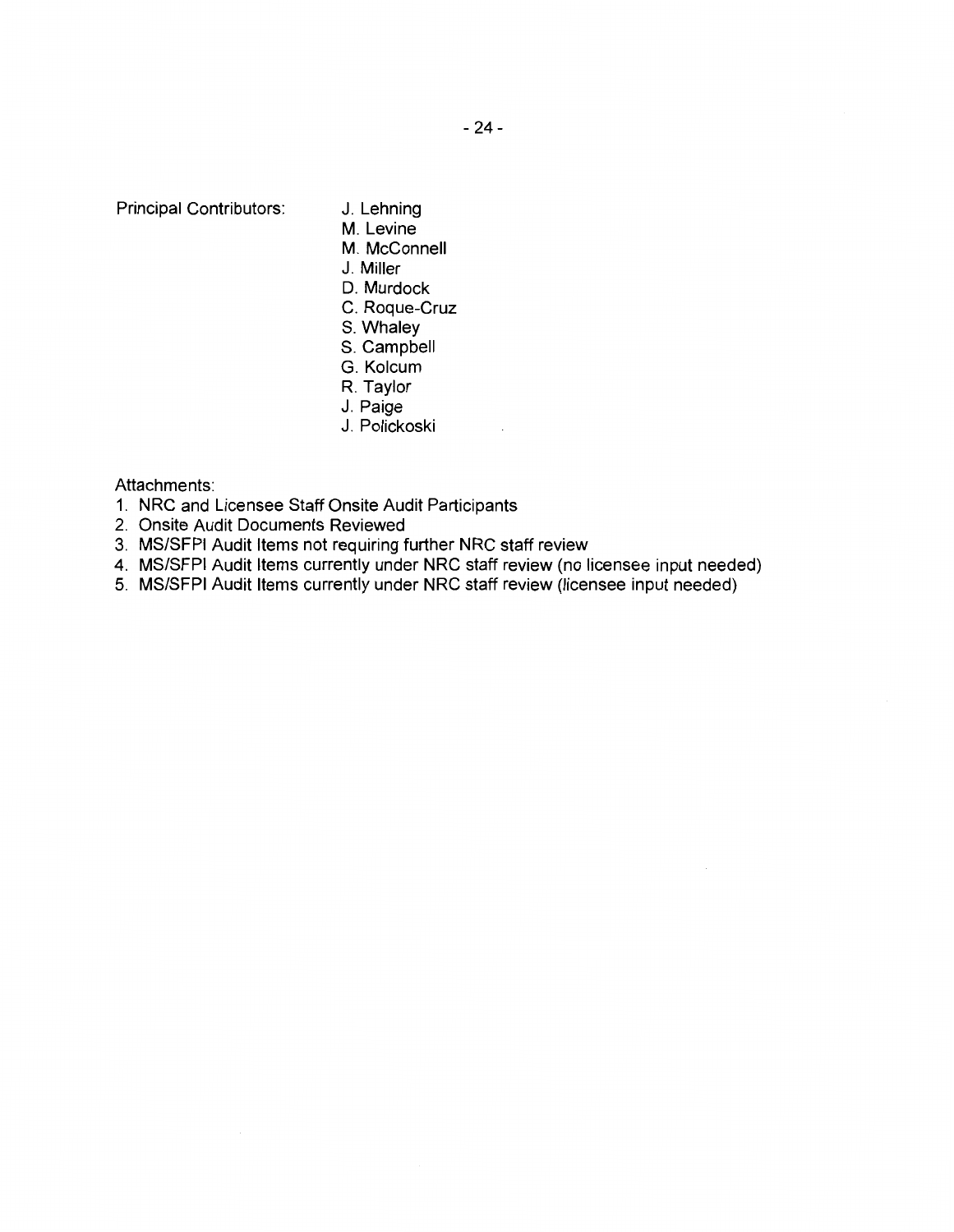Principal Contributors: J. Lehning
M. Levine
M. McConnell
J. Miller
D. Murdock
C. Roque-Cruz
S. Whaley
S. Campbell
G. Kolcum
R. Taylor
J. Paige
J. Polickoski

Attachments:

1. NRC and Licensee Staff Onsite Audit Participants
2. Onsite Audit Documents Reviewed
3. MS/SFPI Audit Items not requiring further NRC staff review
4. MS/SFPI Audit Items currently under NRC staff review (no licensee input needed)
5. MS/SFPI Audit Items currently under NRC staff review (licensee input needed)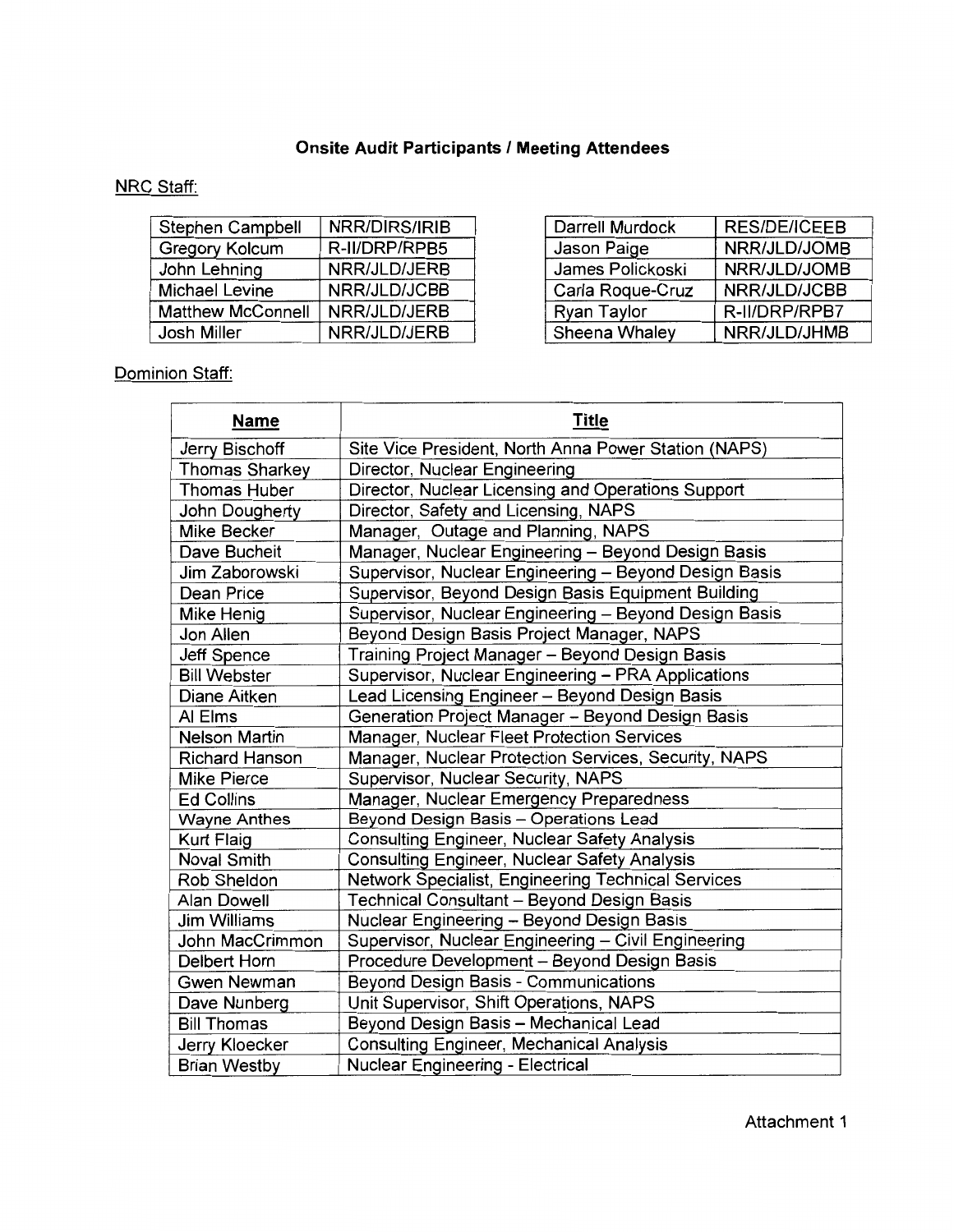**Onsite Audit Participants / Meeting Attendees**

NRC Staff:

| | |
|---|---|
| Stephen Campbell | NRR/DIRS/IRIB |
| Gregory Kolcum | R-II/DRP/RPB5 |
| John Lehning | NRR/JLD/JERB |
| Michael Levine | NRR/JLD/JCBB |
| Matthew McConnell | NRR/JLD/JERB |
| Josh Miller | NRR/JLD/JERB |

| | |
|---|---|
| Darrell Murdock | RES/DE/ICEEB |
| Jason Paige | NRR/JLD/JOMB |
| James Polickoski | NRR/JLD/JOMB |
| Carla Roque-Cruz | NRR/JLD/JCBB |
| Ryan Taylor | R-II/DRP/RPB7 |
| Sheena Whaley | NRR/JLD/JHMB |

Dominion Staff:

| Name | Title |
|---|---|
| Jerry Bischoff | Site Vice President, North Anna Power Station (NAPS) |
| Thomas Sharkey | Director, Nuclear Engineering |
| Thomas Huber | Director, Nuclear Licensing and Operations Support |
| John Dougherty | Director, Safety and Licensing, NAPS |
| Mike Becker | Manager, Outage and Planning, NAPS |
| Dave Bucheit | Manager, Nuclear Engineering – Beyond Design Basis |
| Jim Zaborowski | Supervisor, Nuclear Engineering – Beyond Design Basis |
| Dean Price | Supervisor, Beyond Design Basis Equipment Building |
| Mike Henig | Supervisor, Nuclear Engineering – Beyond Design Basis |
| Jon Allen | Beyond Design Basis Project Manager, NAPS |
| Jeff Spence | Training Project Manager – Beyond Design Basis |
| Bill Webster | Supervisor, Nuclear Engineering – PRA Applications |
| Diane Aitken | Lead Licensing Engineer – Beyond Design Basis |
| Al Elms | Generation Project Manager – Beyond Design Basis |
| Nelson Martin | Manager, Nuclear Fleet Protection Services |
| Richard Hanson | Manager, Nuclear Protection Services, Security, NAPS |
| Mike Pierce | Supervisor, Nuclear Security, NAPS |
| Ed Collins | Manager, Nuclear Emergency Preparedness |
| Wayne Anthes | Beyond Design Basis – Operations Lead |
| Kurt Flaig | Consulting Engineer, Nuclear Safety Analysis |
| Noval Smith | Consulting Engineer, Nuclear Safety Analysis |
| Rob Sheldon | Network Specialist, Engineering Technical Services |
| Alan Dowell | Technical Consultant – Beyond Design Basis |
| Jim Williams | Nuclear Engineering – Beyond Design Basis |
| John MacCrimmon | Supervisor, Nuclear Engineering – Civil Engineering |
| Delbert Horn | Procedure Development – Beyond Design Basis |
| Gwen Newman | Beyond Design Basis - Communications |
| Dave Nunberg | Unit Supervisor, Shift Operations, NAPS |
| Bill Thomas | Beyond Design Basis – Mechanical Lead |
| Jerry Kloecker | Consulting Engineer, Mechanical Analysis |
| Brian Westby | Nuclear Engineering - Electrical |

Attachment 1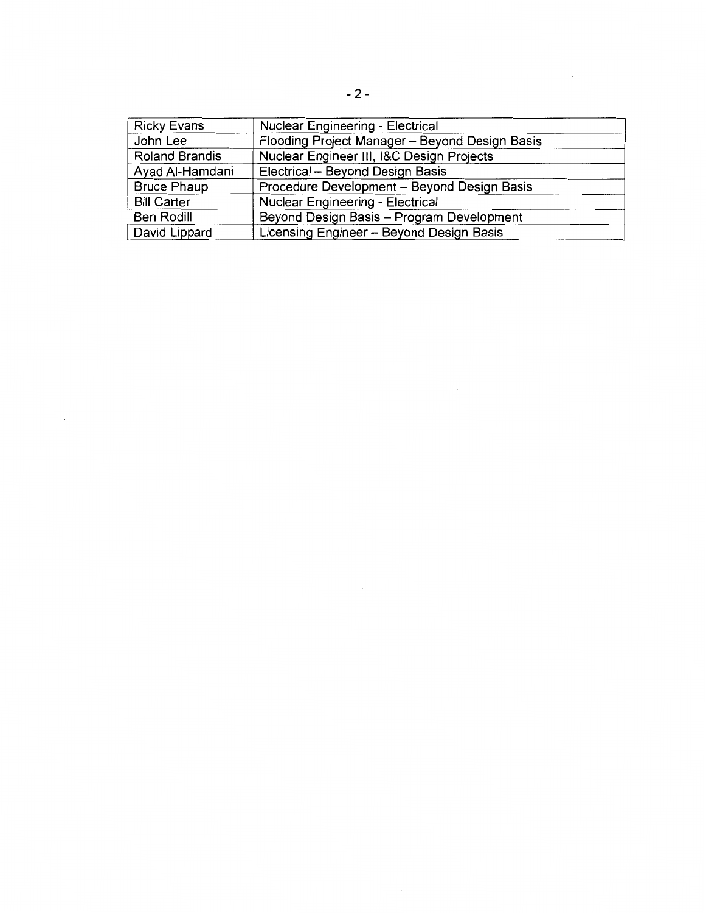| Ricky Evans | Nuclear Engineering - Electrical |
|---|---|
| John Lee | Flooding Project Manager – Beyond Design Basis |
| Roland Brandis | Nuclear Engineer III, I&C Design Projects |
| Ayad Al-Hamdani | Electrical – Beyond Design Basis |
| Bruce Phaup | Procedure Development – Beyond Design Basis |
| Bill Carter | Nuclear Engineering - Electrical |
| Ben Rodill | Beyond Design Basis – Program Development |
| David Lippard | Licensing Engineer – Beyond Design Basis |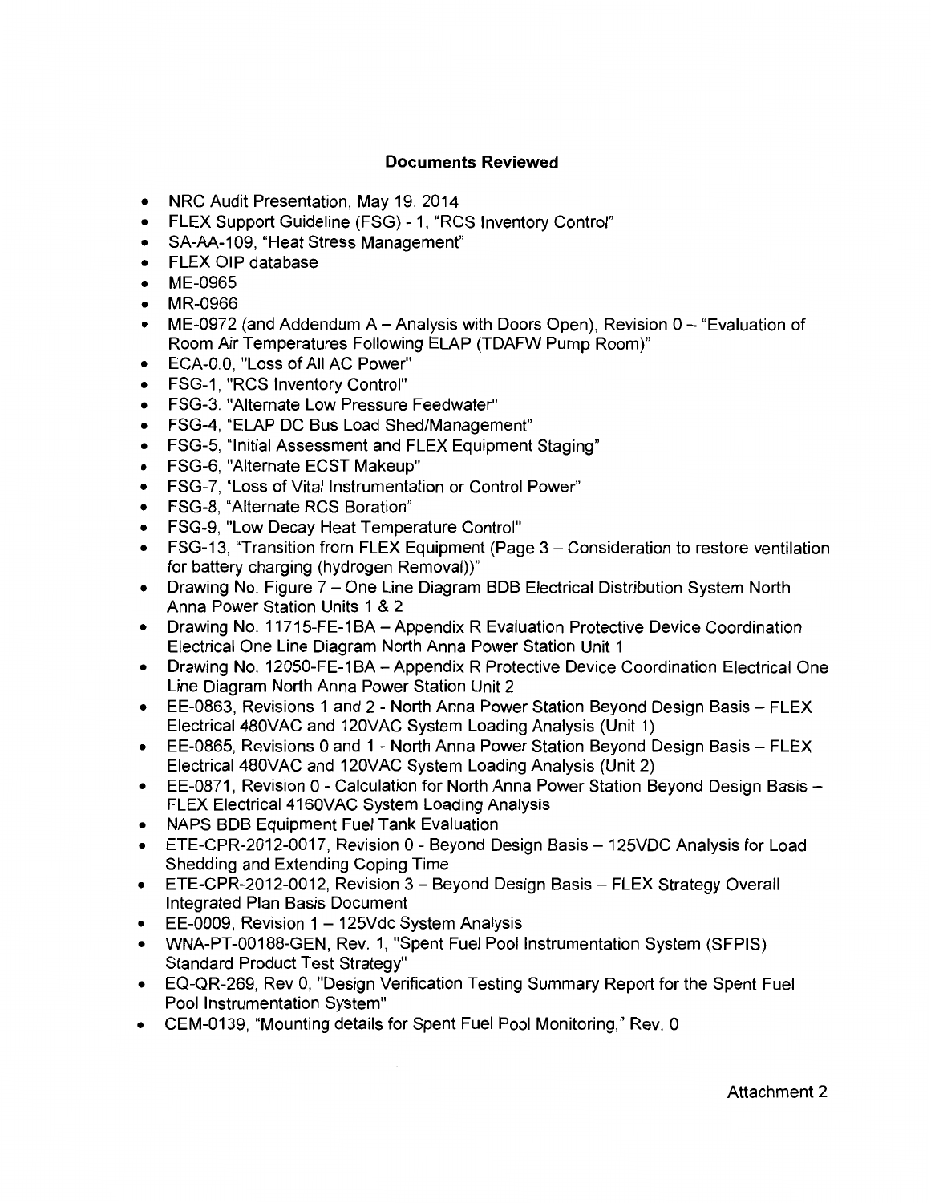**Documents Reviewed**

- NRC Audit Presentation, May 19, 2014
- FLEX Support Guideline (FSG) - 1, "RCS Inventory Control"
- SA-AA-109, "Heat Stress Management"
- FLEX OIP database
- ME-0965
- MR-0966
- ME-0972 (and Addendum A – Analysis with Doors Open), Revision 0 – "Evaluation of Room Air Temperatures Following ELAP (TDAFW Pump Room)"
- ECA-0.0, "Loss of All AC Power"
- FSG-1, "RCS Inventory Control"
- FSG-3. "Alternate Low Pressure Feedwater"
- FSG-4, "ELAP DC Bus Load Shed/Management"
- FSG-5, "Initial Assessment and FLEX Equipment Staging"
- FSG-6, "Alternate ECST Makeup"
- FSG-7, "Loss of Vital Instrumentation or Control Power"
- FSG-8, "Alternate RCS Boration"
- FSG-9, "Low Decay Heat Temperature Control"
- FSG-13, "Transition from FLEX Equipment (Page 3 – Consideration to restore ventilation for battery charging (hydrogen Removal))"
- Drawing No. Figure 7 – One Line Diagram BDB Electrical Distribution System North Anna Power Station Units 1 & 2
- Drawing No. 11715-FE-1BA – Appendix R Evaluation Protective Device Coordination Electrical One Line Diagram North Anna Power Station Unit 1
- Drawing No. 12050-FE-1BA – Appendix R Protective Device Coordination Electrical One Line Diagram North Anna Power Station Unit 2
- EE-0863, Revisions 1 and 2 - North Anna Power Station Beyond Design Basis – FLEX Electrical 480VAC and 120VAC System Loading Analysis (Unit 1)
- EE-0865, Revisions 0 and 1 - North Anna Power Station Beyond Design Basis – FLEX Electrical 480VAC and 120VAC System Loading Analysis (Unit 2)
- EE-0871, Revision 0 - Calculation for North Anna Power Station Beyond Design Basis – FLEX Electrical 4160VAC System Loading Analysis
- NAPS BDB Equipment Fuel Tank Evaluation
- ETE-CPR-2012-0017, Revision 0 - Beyond Design Basis – 125VDC Analysis for Load Shedding and Extending Coping Time
- ETE-CPR-2012-0012, Revision 3 – Beyond Design Basis – FLEX Strategy Overall Integrated Plan Basis Document
- EE-0009, Revision 1 – 125Vdc System Analysis
- WNA-PT-00188-GEN, Rev. 1, "Spent Fuel Pool Instrumentation System (SFPIS) Standard Product Test Strategy"
- EQ-QR-269, Rev 0, "Design Verification Testing Summary Report for the Spent Fuel Pool Instrumentation System"
- CEM-0139, "Mounting details for Spent Fuel Pool Monitoring," Rev. 0

Attachment 2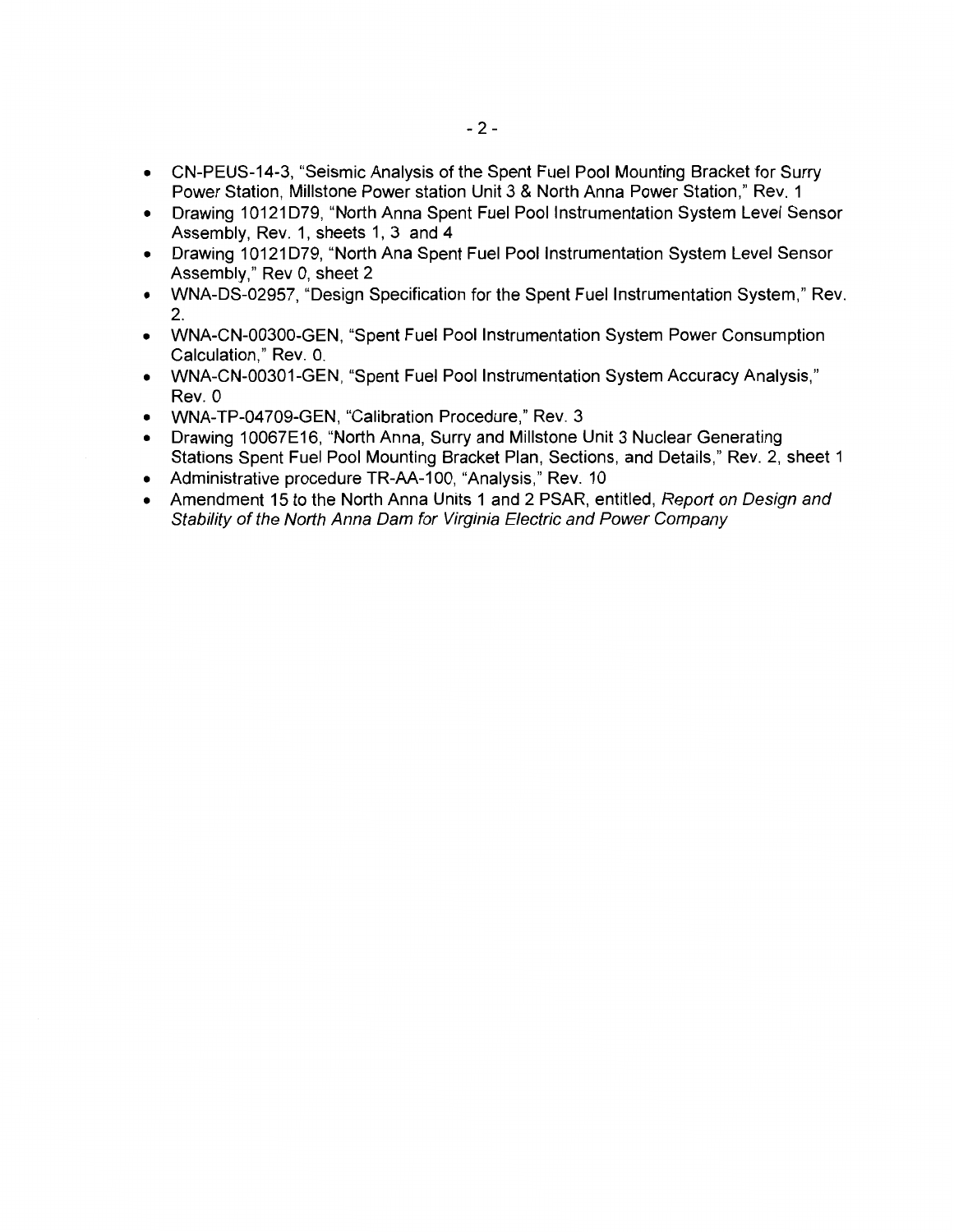- CN-PEUS-14-3, "Seismic Analysis of the Spent Fuel Pool Mounting Bracket for Surry Power Station, Millstone Power station Unit 3 & North Anna Power Station," Rev. 1
- Drawing 10121D79, "North Anna Spent Fuel Pool Instrumentation System Level Sensor Assembly, Rev. 1, sheets 1, 3 and 4
- Drawing 10121D79, "North Ana Spent Fuel Pool Instrumentation System Level Sensor Assembly," Rev 0, sheet 2
- WNA-DS-02957, "Design Specification for the Spent Fuel Instrumentation System," Rev. 2.
- WNA-CN-00300-GEN, "Spent Fuel Pool Instrumentation System Power Consumption Calculation," Rev. 0.
- WNA-CN-00301-GEN, "Spent Fuel Pool Instrumentation System Accuracy Analysis," Rev. 0
- WNA-TP-04709-GEN, "Calibration Procedure," Rev. 3
- Drawing 10067E16, "North Anna, Surry and Millstone Unit 3 Nuclear Generating Stations Spent Fuel Pool Mounting Bracket Plan, Sections, and Details," Rev. 2, sheet 1
- Administrative procedure TR-AA-100, "Analysis," Rev. 10
- Amendment 15 to the North Anna Units 1 and 2 PSAR, entitled, *Report on Design and Stability of the North Anna Dam for Virginia Electric and Power Company*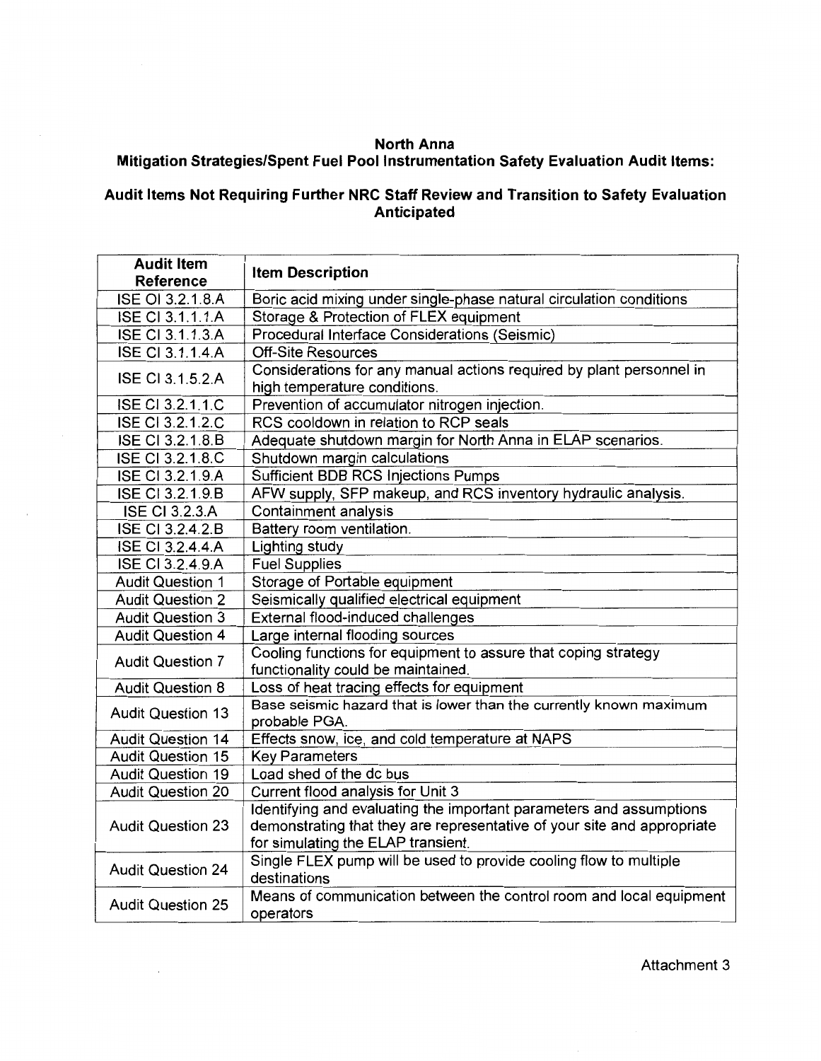**North Anna**
**Mitigation Strategies/Spent Fuel Pool Instrumentation Safety Evaluation Audit Items:**

**Audit Items Not Requiring Further NRC Staff Review and Transition to Safety Evaluation Anticipated**

| Audit Item Reference | Item Description |
|---|---|
| ISE OI 3.2.1.8.A | Boric acid mixing under single-phase natural circulation conditions |
| ISE CI 3.1.1.1.A | Storage & Protection of FLEX equipment |
| ISE CI 3.1.1.3.A | Procedural Interface Considerations (Seismic) |
| ISE CI 3.1.1.4.A | Off-Site Resources |
| ISE CI 3.1.5.2.A | Considerations for any manual actions required by plant personnel in high temperature conditions. |
| ISE CI 3.2.1.1.C | Prevention of accumulator nitrogen injection. |
| ISE CI 3.2.1.2.C | RCS cooldown in relation to RCP seals |
| ISE CI 3.2.1.8.B | Adequate shutdown margin for North Anna in ELAP scenarios. |
| ISE CI 3.2.1.8.C | Shutdown margin calculations |
| ISE CI 3.2.1.9.A | Sufficient BDB RCS Injections Pumps |
| ISE CI 3.2.1.9.B | AFW supply, SFP makeup, and RCS inventory hydraulic analysis. |
| ISE CI 3.2.3.A | Containment analysis |
| ISE CI 3.2.4.2.B | Battery room ventilation. |
| ISE CI 3.2.4.4.A | Lighting study |
| ISE CI 3.2.4.9.A | Fuel Supplies |
| Audit Question 1 | Storage of Portable equipment |
| Audit Question 2 | Seismically qualified electrical equipment |
| Audit Question 3 | External flood-induced challenges |
| Audit Question 4 | Large internal flooding sources |
| Audit Question 7 | Cooling functions for equipment to assure that coping strategy functionality could be maintained. |
| Audit Question 8 | Loss of heat tracing effects for equipment |
| Audit Question 13 | Base seismic hazard that is lower than the currently known maximum probable PGA. |
| Audit Question 14 | Effects snow, ice, and cold temperature at NAPS |
| Audit Question 15 | Key Parameters |
| Audit Question 19 | Load shed of the dc bus |
| Audit Question 20 | Current flood analysis for Unit 3 |
| Audit Question 23 | Identifying and evaluating the important parameters and assumptions demonstrating that they are representative of your site and appropriate for simulating the ELAP transient. |
| Audit Question 24 | Single FLEX pump will be used to provide cooling flow to multiple destinations |
| Audit Question 25 | Means of communication between the control room and local equipment operators |

Attachment 3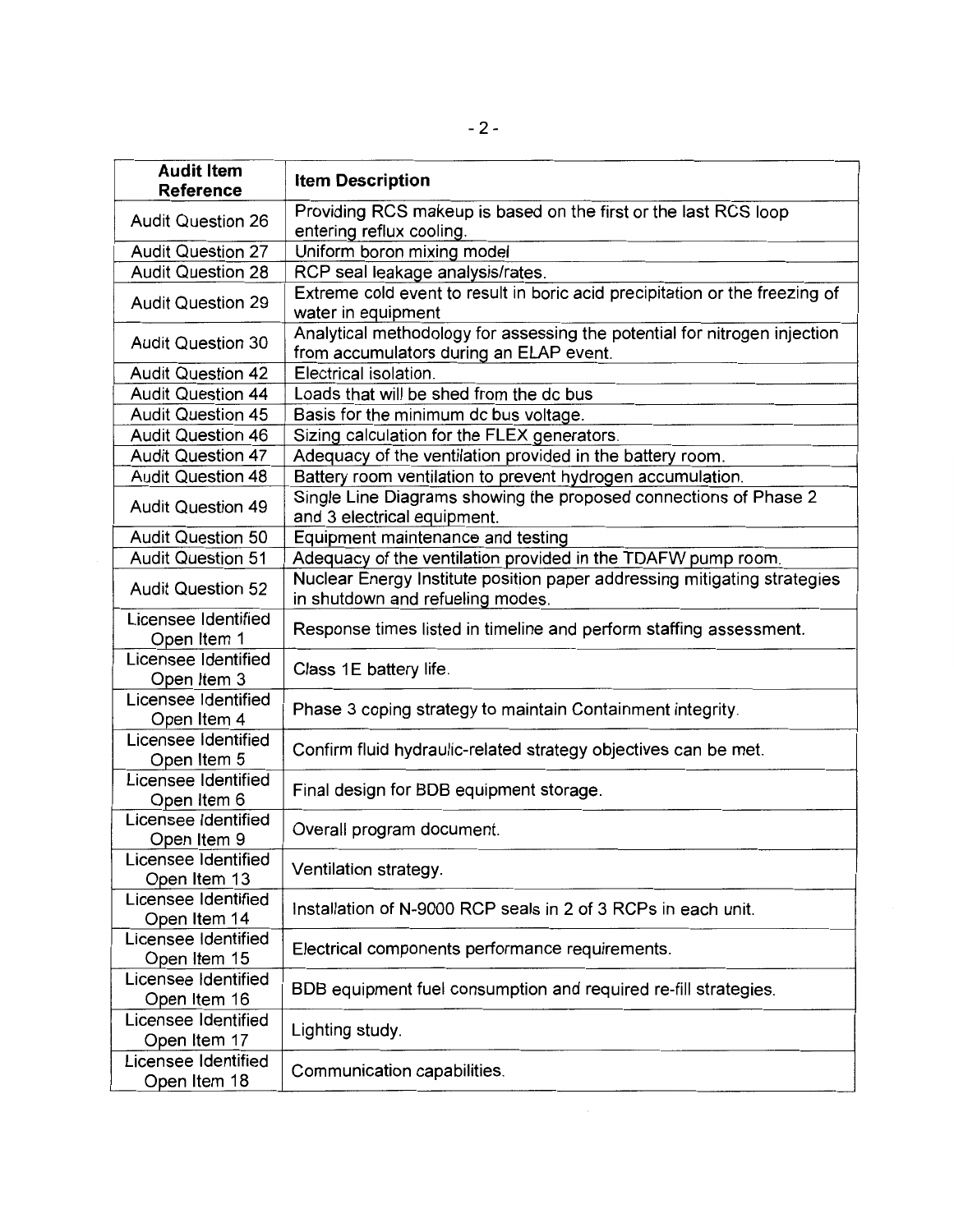| Audit Item Reference | Item Description |
|---|---|
| Audit Question 26 | Providing RCS makeup is based on the first or the last RCS loop entering reflux cooling. |
| Audit Question 27 | Uniform boron mixing model |
| Audit Question 28 | RCP seal leakage analysis/rates. |
| Audit Question 29 | Extreme cold event to result in boric acid precipitation or the freezing of water in equipment |
| Audit Question 30 | Analytical methodology for assessing the potential for nitrogen injection from accumulators during an ELAP event. |
| Audit Question 42 | Electrical isolation. |
| Audit Question 44 | Loads that will be shed from the dc bus |
| Audit Question 45 | Basis for the minimum dc bus voltage. |
| Audit Question 46 | Sizing calculation for the FLEX generators. |
| Audit Question 47 | Adequacy of the ventilation provided in the battery room. |
| Audit Question 48 | Battery room ventilation to prevent hydrogen accumulation. |
| Audit Question 49 | Single Line Diagrams showing the proposed connections of Phase 2 and 3 electrical equipment. |
| Audit Question 50 | Equipment maintenance and testing |
| Audit Question 51 | Adequacy of the ventilation provided in the TDAFW pump room. |
| Audit Question 52 | Nuclear Energy Institute position paper addressing mitigating strategies in shutdown and refueling modes. |
| Licensee Identified Open Item 1 | Response times listed in timeline and perform staffing assessment. |
| Licensee Identified Open Item 3 | Class 1E battery life. |
| Licensee Identified Open Item 4 | Phase 3 coping strategy to maintain Containment integrity. |
| Licensee Identified Open Item 5 | Confirm fluid hydraulic-related strategy objectives can be met. |
| Licensee Identified Open Item 6 | Final design for BDB equipment storage. |
| Licensee Identified Open Item 9 | Overall program document. |
| Licensee Identified Open Item 13 | Ventilation strategy. |
| Licensee Identified Open Item 14 | Installation of N-9000 RCP seals in 2 of 3 RCPs in each unit. |
| Licensee Identified Open Item 15 | Electrical components performance requirements. |
| Licensee Identified Open Item 16 | BDB equipment fuel consumption and required re-fill strategies. |
| Licensee Identified Open Item 17 | Lighting study. |
| Licensee Identified Open Item 18 | Communication capabilities. |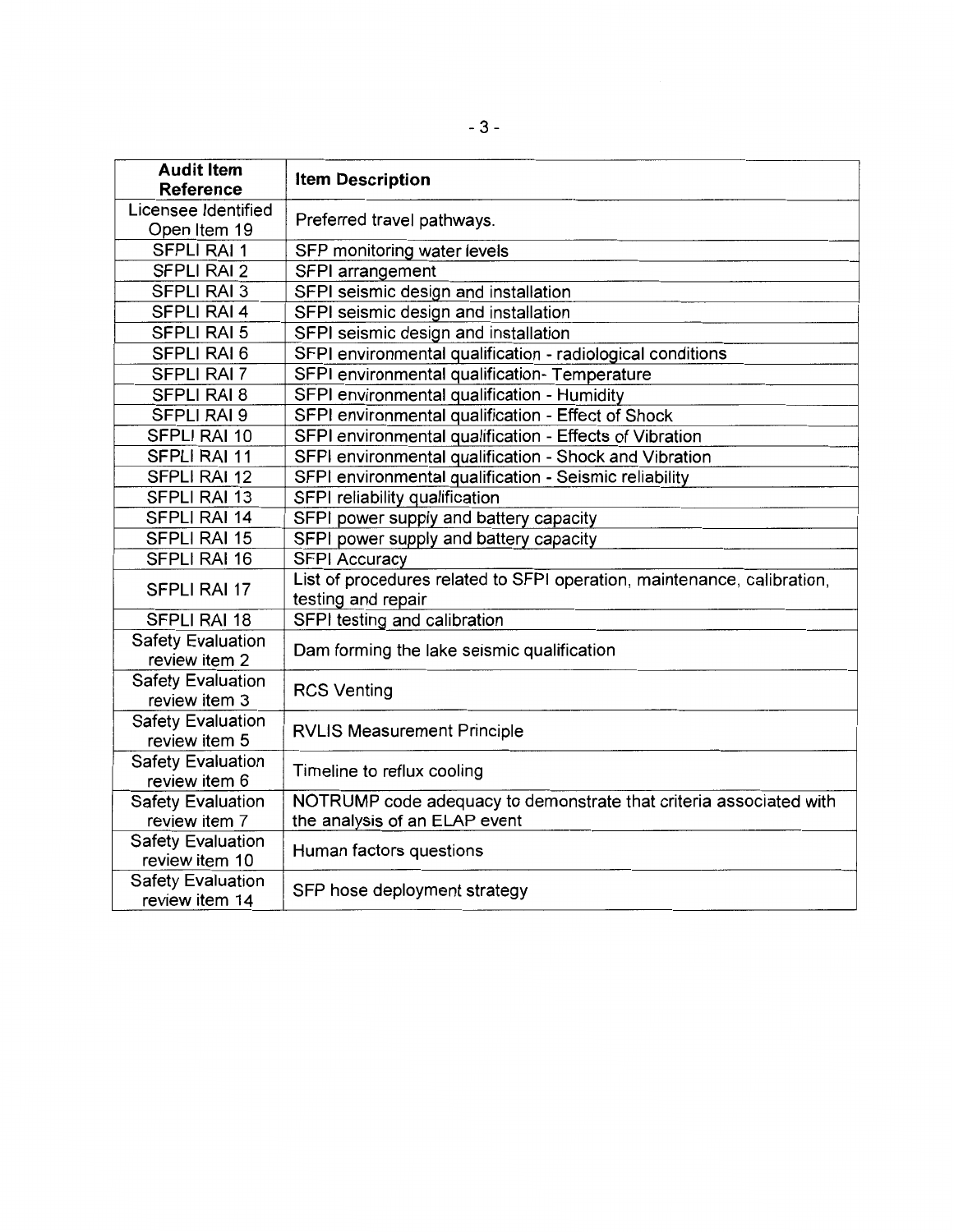| Audit Item Reference | Item Description |
|---|---|
| Licensee Identified Open Item 19 | Preferred travel pathways. |
| SFPLI RAI 1 | SFP monitoring water levels |
| SFPLI RAI 2 | SFPI arrangement |
| SFPLI RAI 3 | SFPI seismic design and installation |
| SFPLI RAI 4 | SFPI seismic design and installation |
| SFPLI RAI 5 | SFPI seismic design and installation |
| SFPLI RAI 6 | SFPI environmental qualification - radiological conditions |
| SFPLI RAI 7 | SFPI environmental qualification- Temperature |
| SFPLI RAI 8 | SFPI environmental qualification - Humidity |
| SFPLI RAI 9 | SFPI environmental qualification - Effect of Shock |
| SFPLI RAI 10 | SFPI environmental qualification - Effects of Vibration |
| SFPLI RAI 11 | SFPI environmental qualification - Shock and Vibration |
| SFPLI RAI 12 | SFPI environmental qualification - Seismic reliability |
| SFPLI RAI 13 | SFPI reliability qualification |
| SFPLI RAI 14 | SFPI power supply and battery capacity |
| SFPLI RAI 15 | SFPI power supply and battery capacity |
| SFPLI RAI 16 | SFPI Accuracy |
| SFPLI RAI 17 | List of procedures related to SFPI operation, maintenance, calibration, testing and repair |
| SFPLI RAI 18 | SFPI testing and calibration |
| Safety Evaluation review item 2 | Dam forming the lake seismic qualification |
| Safety Evaluation review item 3 | RCS Venting |
| Safety Evaluation review item 5 | RVLIS Measurement Principle |
| Safety Evaluation review item 6 | Timeline to reflux cooling |
| Safety Evaluation review item 7 | NOTRUMP code adequacy to demonstrate that criteria associated with the analysis of an ELAP event |
| Safety Evaluation review item 10 | Human factors questions |
| Safety Evaluation review item 14 | SFP hose deployment strategy |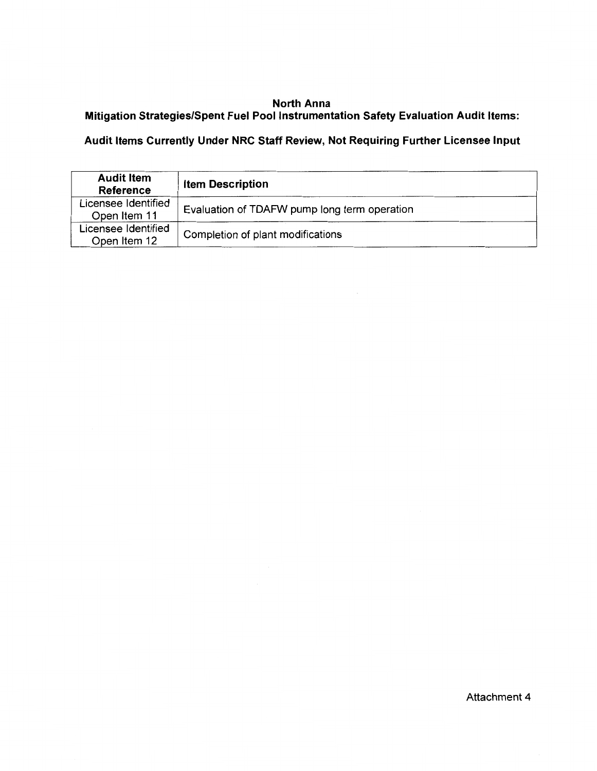**North Anna**
**Mitigation Strategies/Spent Fuel Pool Instrumentation Safety Evaluation Audit Items:**

**Audit Items Currently Under NRC Staff Review, Not Requiring Further Licensee Input**

| Audit Item Reference | Item Description |
| --- | --- |
| Licensee Identified Open Item 11 | Evaluation of TDAFW pump long term operation |
| Licensee Identified Open Item 12 | Completion of plant modifications |

Attachment 4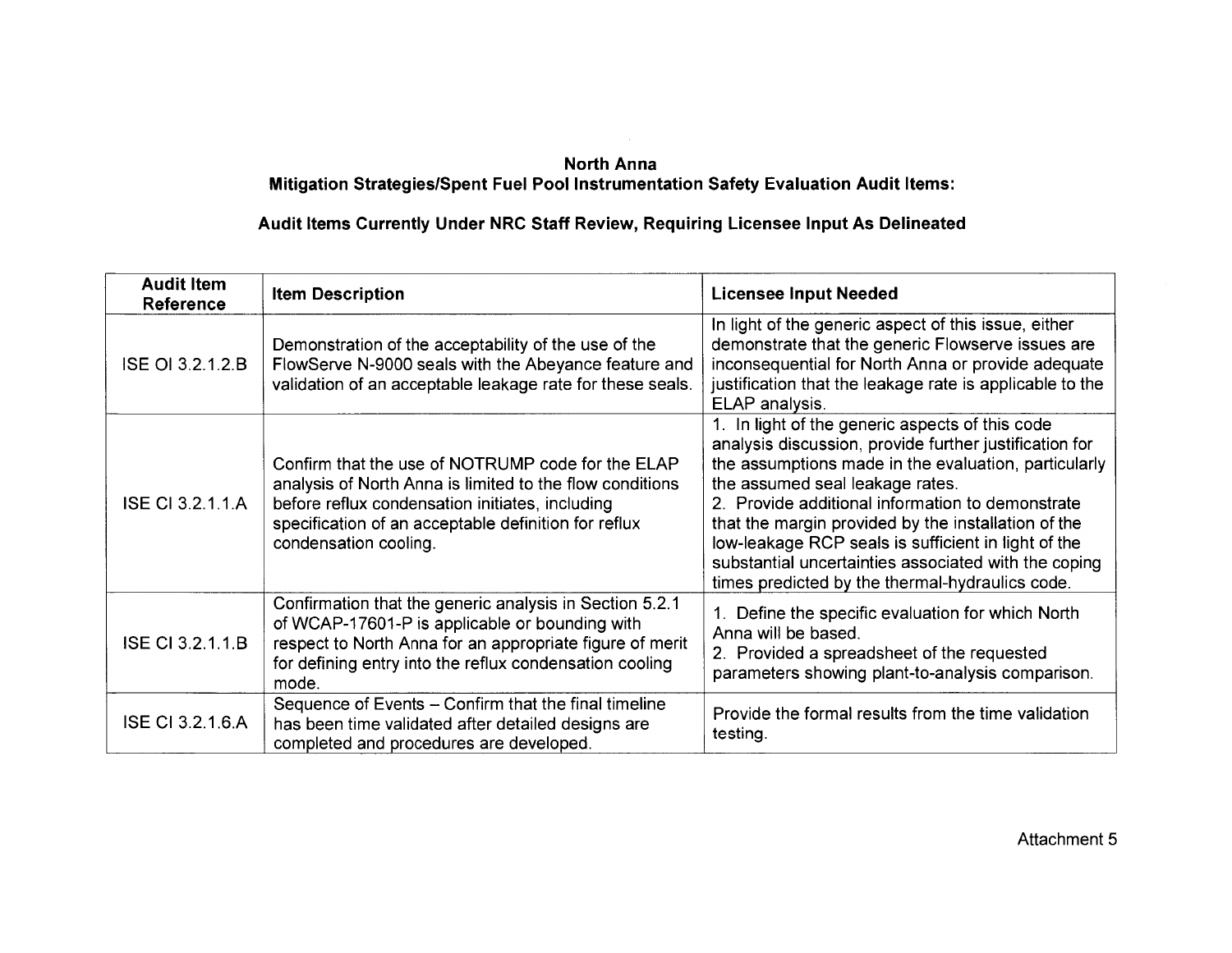**North Anna**
**Mitigation Strategies/Spent Fuel Pool Instrumentation Safety Evaluation Audit Items:**

**Audit Items Currently Under NRC Staff Review, Requiring Licensee Input As Delineated**

| Audit Item Reference | Item Description | Licensee Input Needed |
|---|---|---|
| ISE OI 3.2.1.2.B | Demonstration of the acceptability of the use of the FlowServe N-9000 seals with the Abeyance feature and validation of an acceptable leakage rate for these seals. | In light of the generic aspect of this issue, either demonstrate that the generic Flowserve issues are inconsequential for North Anna or provide adequate justification that the leakage rate is applicable to the ELAP analysis. |
| ISE CI 3.2.1.1.A | Confirm that the use of NOTRUMP code for the ELAP analysis of North Anna is limited to the flow conditions before reflux condensation initiates, including specification of an acceptable definition for reflux condensation cooling. | 1. In light of the generic aspects of this code analysis discussion, provide further justification for the assumptions made in the evaluation, particularly the assumed seal leakage rates.<br>2. Provide additional information to demonstrate that the margin provided by the installation of the low-leakage RCP seals is sufficient in light of the substantial uncertainties associated with the coping times predicted by the thermal-hydraulics code. |
| ISE CI 3.2.1.1.B | Confirmation that the generic analysis in Section 5.2.1 of WCAP-17601-P is applicable or bounding with respect to North Anna for an appropriate figure of merit for defining entry into the reflux condensation cooling mode. | 1. Define the specific evaluation for which North Anna will be based.<br>2. Provided a spreadsheet of the requested parameters showing plant-to-analysis comparison. |
| ISE CI 3.2.1.6.A | Sequence of Events – Confirm that the final timeline has been time validated after detailed designs are completed and procedures are developed. | Provide the formal results from the time validation testing. |

Attachment 5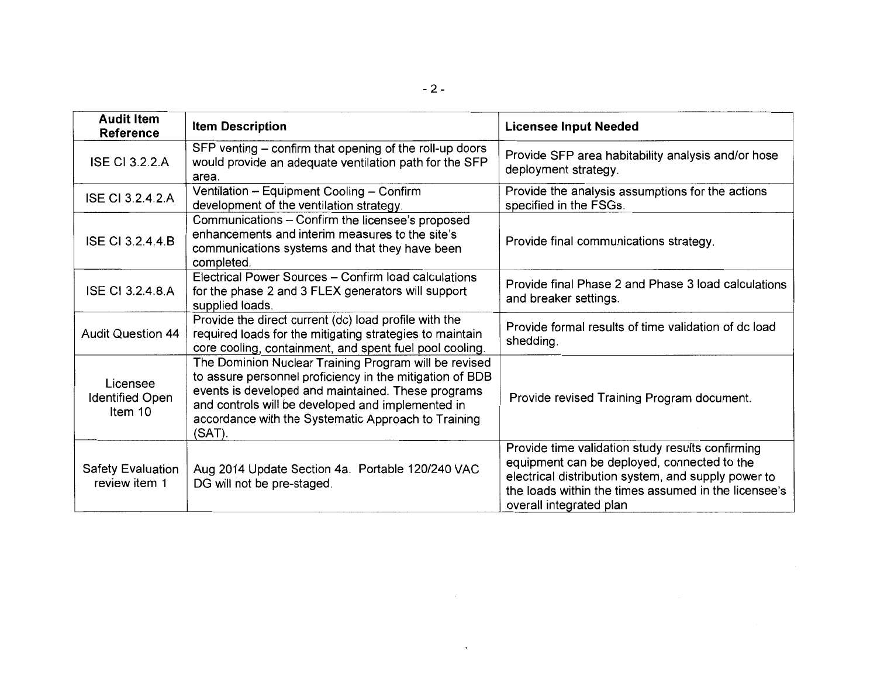| Audit Item Reference | Item Description | Licensee Input Needed |
|---|---|---|
| ISE CI 3.2.2.A | SFP venting – confirm that opening of the roll-up doors would provide an adequate ventilation path for the SFP area. | Provide SFP area habitability analysis and/or hose deployment strategy. |
| ISE CI 3.2.4.2.A | Ventilation – Equipment Cooling – Confirm development of the ventilation strategy. | Provide the analysis assumptions for the actions specified in the FSGs. |
| ISE CI 3.2.4.4.B | Communications – Confirm the licensee's proposed enhancements and interim measures to the site's communications systems and that they have been completed. | Provide final communications strategy. |
| ISE CI 3.2.4.8.A | Electrical Power Sources – Confirm load calculations for the phase 2 and 3 FLEX generators will support supplied loads. | Provide final Phase 2 and Phase 3 load calculations and breaker settings. |
| Audit Question 44 | Provide the direct current (dc) load profile with the required loads for the mitigating strategies to maintain core cooling, containment, and spent fuel pool cooling. | Provide formal results of time validation of dc load shedding. |
| Licensee Identified Open Item 10 | The Dominion Nuclear Training Program will be revised to assure personnel proficiency in the mitigation of BDB events is developed and maintained. These programs and controls will be developed and implemented in accordance with the Systematic Approach to Training (SAT). | Provide revised Training Program document. |
| Safety Evaluation review item 1 | Aug 2014 Update Section 4a. Portable 120/240 VAC DG will not be pre-staged. | Provide time validation study results confirming equipment can be deployed, connected to the electrical distribution system, and supply power to the loads within the times assumed in the licensee's overall integrated plan |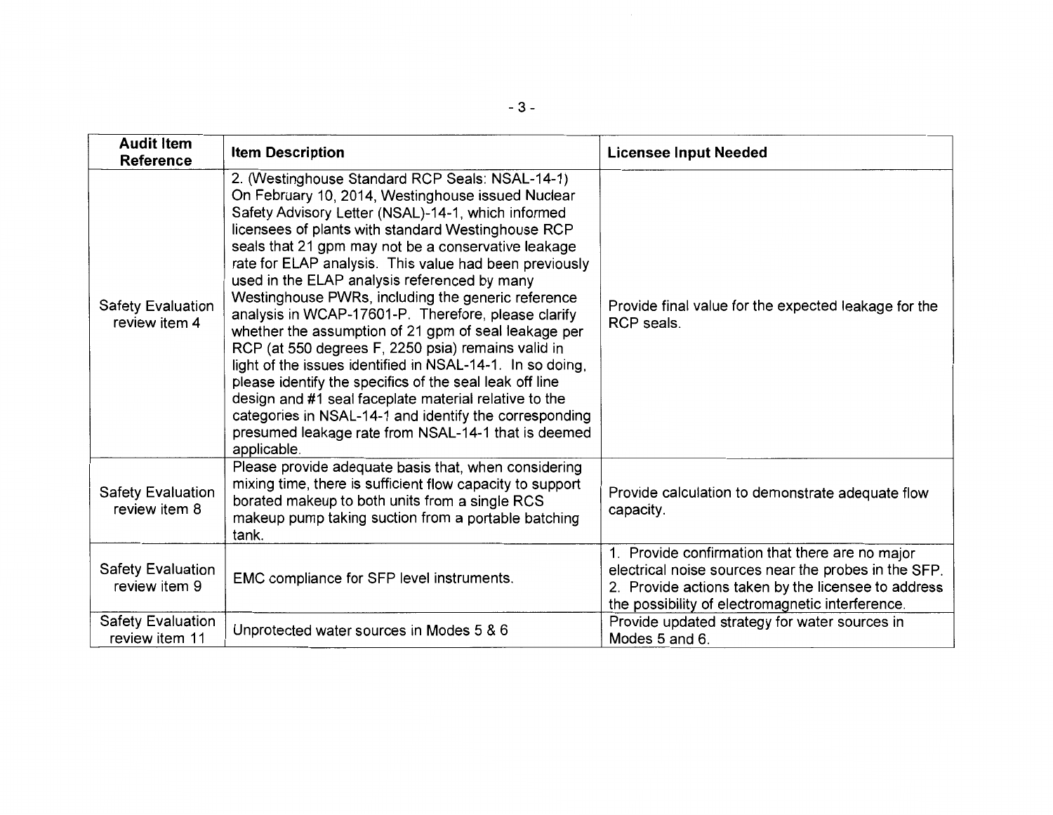| Audit Item Reference | Item Description | Licensee Input Needed |
|---|---|---|
| Safety Evaluation review item 4 | 2. (Westinghouse Standard RCP Seals: NSAL-14-1) On February 10, 2014, Westinghouse issued Nuclear Safety Advisory Letter (NSAL)-14-1, which informed licensees of plants with standard Westinghouse RCP seals that 21 gpm may not be a conservative leakage rate for ELAP analysis. This value had been previously used in the ELAP analysis referenced by many Westinghouse PWRs, including the generic reference analysis in WCAP-17601-P. Therefore, please clarify whether the assumption of 21 gpm of seal leakage per RCP (at 550 degrees F, 2250 psia) remains valid in light of the issues identified in NSAL-14-1. In so doing, please identify the specifics of the seal leak off line design and #1 seal faceplate material relative to the categories in NSAL-14-1 and identify the corresponding presumed leakage rate from NSAL-14-1 that is deemed applicable. | Provide final value for the expected leakage for the RCP seals. |
| Safety Evaluation review item 8 | Please provide adequate basis that, when considering mixing time, there is sufficient flow capacity to support borated makeup to both units from a single RCS makeup pump taking suction from a portable batching tank. | Provide calculation to demonstrate adequate flow capacity. |
| Safety Evaluation review item 9 | EMC compliance for SFP level instruments. | 1. Provide confirmation that there are no major electrical noise sources near the probes in the SFP. 2. Provide actions taken by the licensee to address the possibility of electromagnetic interference. |
| Safety Evaluation review item 11 | Unprotected water sources in Modes 5 & 6 | Provide updated strategy for water sources in Modes 5 and 6. |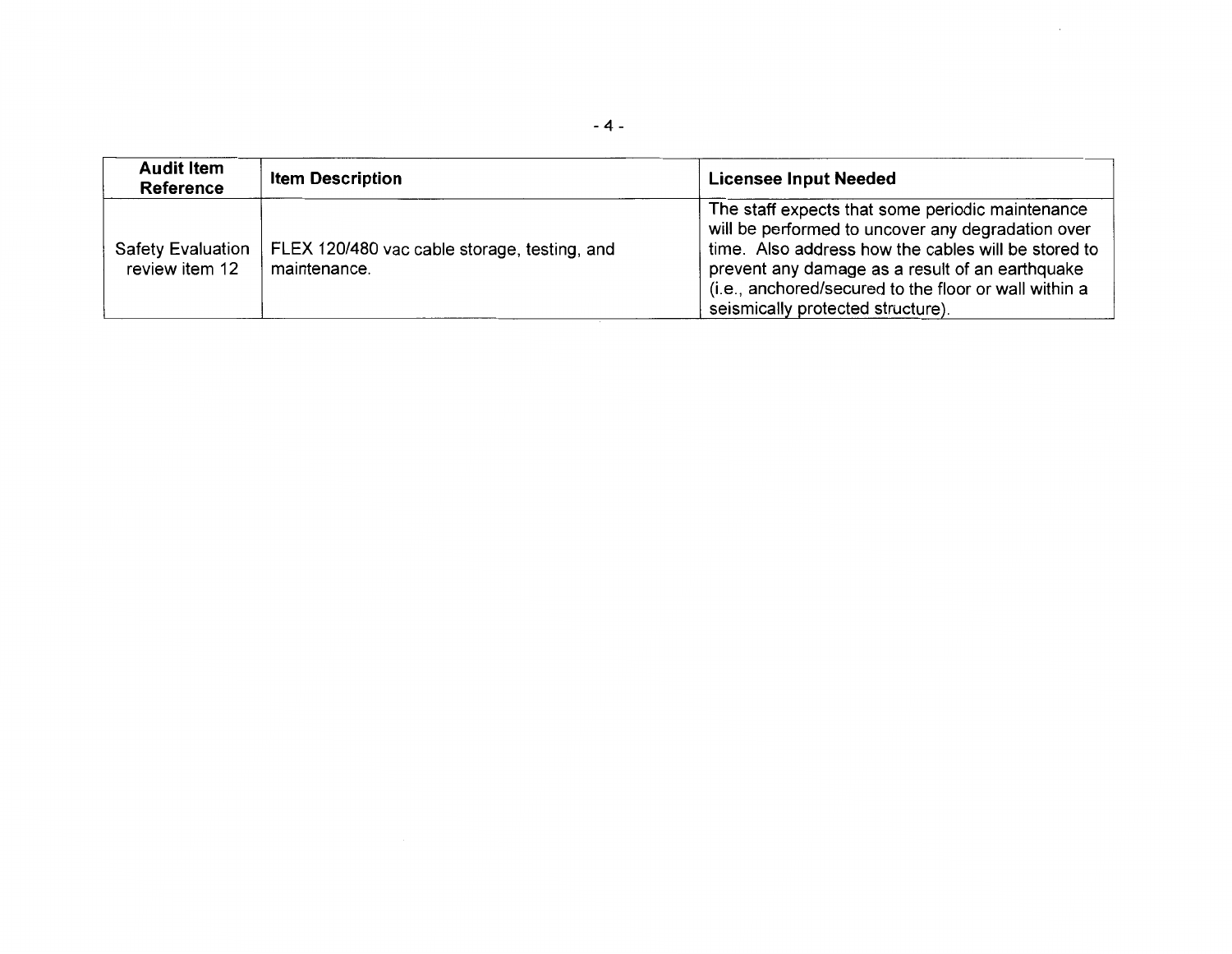| Audit Item Reference | Item Description | Licensee Input Needed |
|---|---|---|
| Safety Evaluation review item 12 | FLEX 120/480 vac cable storage, testing, and maintenance. | The staff expects that some periodic maintenance will be performed to uncover any degradation over time. Also address how the cables will be stored to prevent any damage as a result of an earthquake (i.e., anchored/secured to the floor or wall within a seismically protected structure). |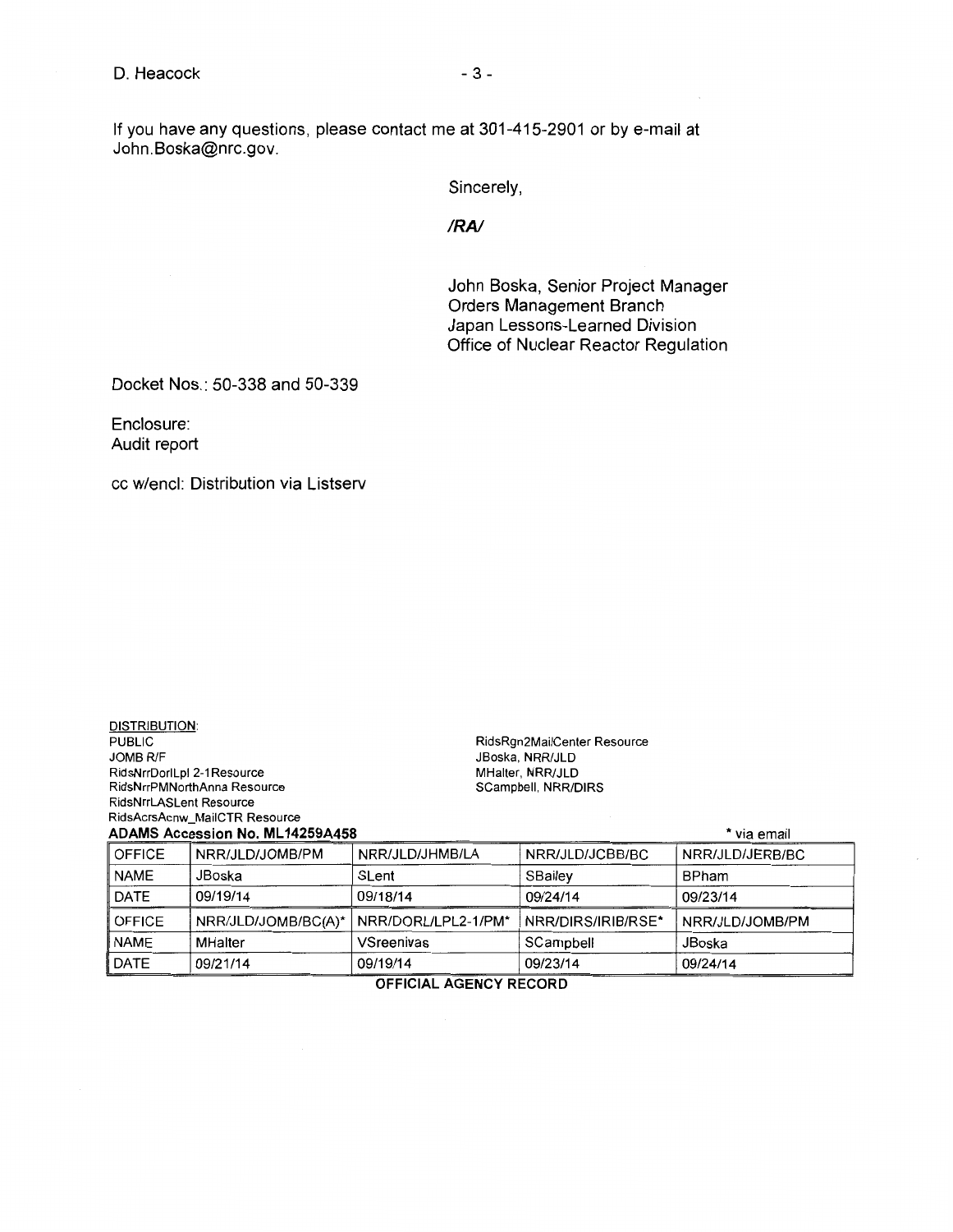If you have any questions, please contact me at 301-415-2901 or by e-mail at John.Boska@nrc.gov.

Sincerely,

*/RA/*

John Boska, Senior Project Manager
Orders Management Branch
Japan Lessons-Learned Division
Office of Nuclear Reactor Regulation

Docket Nos.: 50-338 and 50-339

Enclosure:
Audit report

cc w/encl: Distribution via Listserv

DISTRIBUTION:
PUBLIC
JOMB R/F
RidsNrrDorlLpl 2-1Resource
RidsNrrPMNorthAnna Resource
RidsNrrLASLent Resource
RidsAcrsAcnw_MailCTR Resource
RidsRgn2MailCenter Resource
JBoska, NRR/JLD
MHalter, NRR/JLD
SCampbell, NRR/DIRS

**ADAMS Accession No. ML14259A458** * via email

| OFFICE | NRR/JLD/JOMB/PM | NRR/JLD/JHMB/LA | NRR/JLD/JCBB/BC | NRR/JLD/JERB/BC |
|---|---|---|---|---|
| NAME | JBoska | SLent | SBailey | BPham |
| DATE | 09/19/14 | 09/18/14 | 09/24/14 | 09/23/14 |
| OFFICE | NRR/JLD/JOMB/BC(A)* | NRR/DORL/LPL2-1/PM* | NRR/DIRS/IRIB/RSE* | NRR/JLD/JOMB/PM |
| NAME | MHalter | VSreenivas | SCampbell | JBoska |
| DATE | 09/21/14 | 09/19/14 | 09/23/14 | 09/24/14 |

**OFFICIAL AGENCY RECORD**